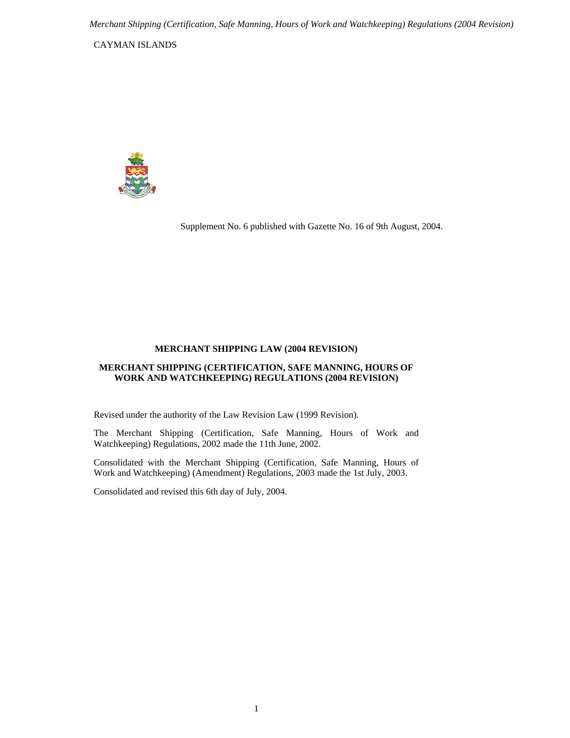CAYMAN ISLANDS

Supplement No. 6 published with Gazette No. 16 of 9th August, 2004.

**MERCHANT SHIPPING LAW (2004 REVISION)**

**MERCHANT SHIPPING (CERTIFICATION, SAFE MANNING, HOURS OF WORK AND WATCHKEEPING) REGULATIONS (2004 REVISION)**

Revised under the authority of the Law Revision Law (1999 Revision).

The Merchant Shipping (Certification, Safe Manning, Hours of Work and Watchkeeping) Regulations, 2002 made the 11th June, 2002.

Consolidated with the Merchant Shipping (Certification, Safe Manning, Hours of Work and Watchkeeping) (Amendment) Regulations, 2003 made the 1st July, 2003.

Consolidated and revised this 6th day of July, 2004.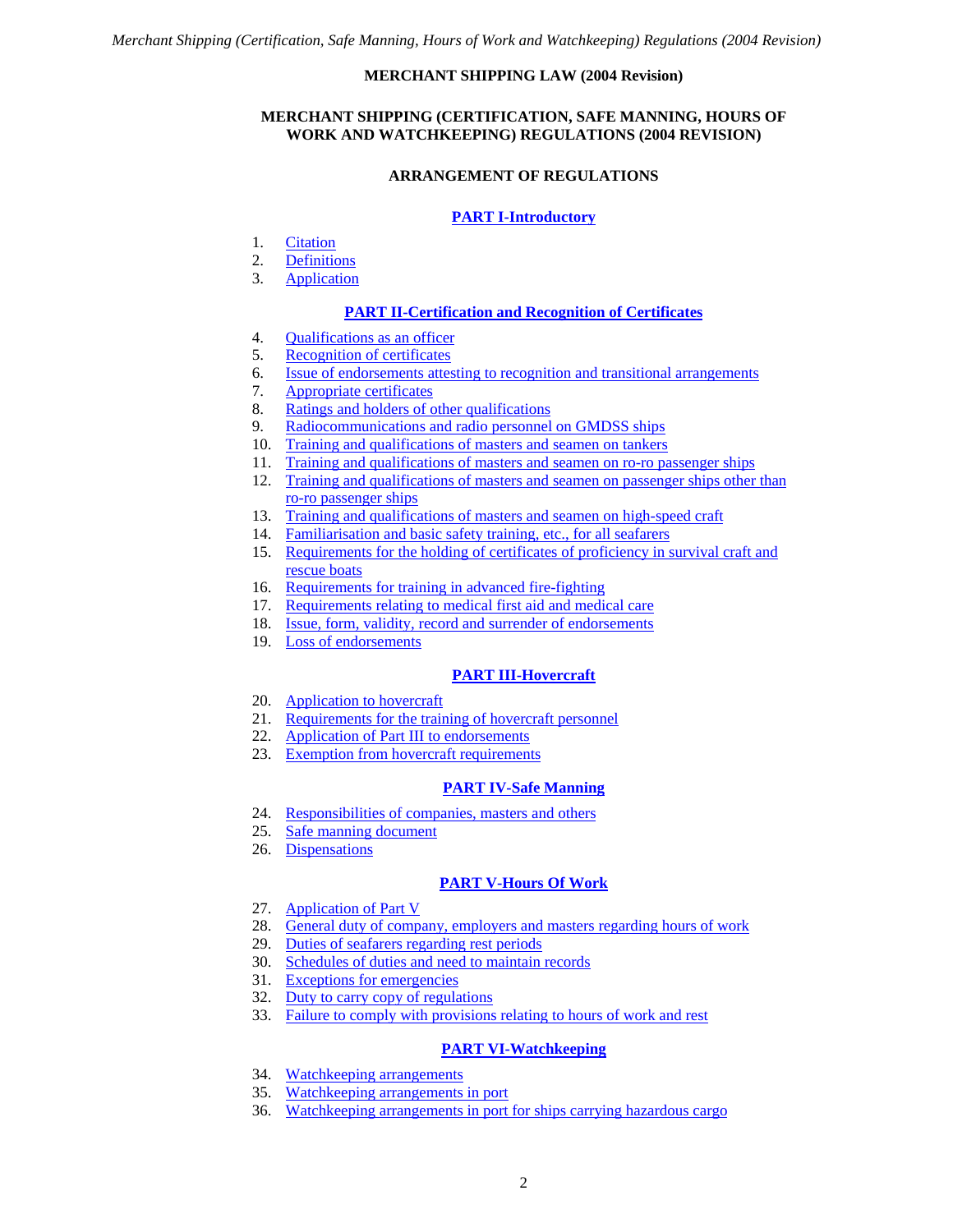**MERCHANT SHIPPING LAW (2004 Revision)**

**MERCHANT SHIPPING (CERTIFICATION, SAFE MANNING, HOURS OF WORK AND WATCHKEEPING) REGULATIONS (2004 REVISION)**

**ARRANGEMENT OF REGULATIONS**

**PART I-Introductory**

1. Citation
2. Definitions
3. Application

**PART II-Certification and Recognition of Certificates**

4. Qualifications as an officer
5. Recognition of certificates
6. Issue of endorsements attesting to recognition and transitional arrangements
7. Appropriate certificates
8. Ratings and holders of other qualifications
9. Radiocommunications and radio personnel on GMDSS ships
10. Training and qualifications of masters and seamen on tankers
11. Training and qualifications of masters and seamen on ro-ro passenger ships
12. Training and qualifications of masters and seamen on passenger ships other than ro-ro passenger ships
13. Training and qualifications of masters and seamen on high-speed craft
14. Familiarisation and basic safety training, etc., for all seafarers
15. Requirements for the holding of certificates of proficiency in survival craft and rescue boats
16. Requirements for training in advanced fire-fighting
17. Requirements relating to medical first aid and medical care
18. Issue, form, validity, record and surrender of endorsements
19. Loss of endorsements

**PART III-Hovercraft**

20. Application to hovercraft
21. Requirements for the training of hovercraft personnel
22. Application of Part III to endorsements
23. Exemption from hovercraft requirements

**PART IV-Safe Manning**

24. Responsibilities of companies, masters and others
25. Safe manning document
26. Dispensations

**PART V-Hours Of Work**

27. Application of Part V
28. General duty of company, employers and masters regarding hours of work
29. Duties of seafarers regarding rest periods
30. Schedules of duties and need to maintain records
31. Exceptions for emergencies
32. Duty to carry copy of regulations
33. Failure to comply with provisions relating to hours of work and rest

**PART VI-Watchkeeping**

34. Watchkeeping arrangements
35. Watchkeeping arrangements in port
36. Watchkeeping arrangements in port for ships carrying hazardous cargo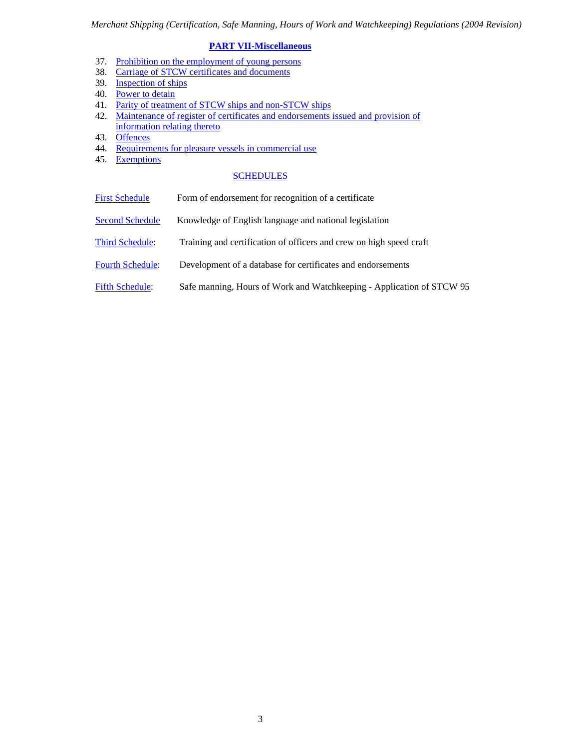## PART VII-Miscellaneous

37. Prohibition on the employment of young persons
38. Carriage of STCW certificates and documents
39. Inspection of ships
40. Power to detain
41. Parity of treatment of STCW ships and non-STCW ships
42. Maintenance of register of certificates and endorsements issued and provision of information relating thereto
43. Offences
44. Requirements for pleasure vessels in commercial use
45. Exemptions

## SCHEDULES

| | |
|---|---|
| First Schedule | Form of endorsement for recognition of a certificate |
| Second Schedule | Knowledge of English language and national legislation |
| Third Schedule: | Training and certification of officers and crew on high speed craft |
| Fourth Schedule: | Development of a database for certificates and endorsements |
| Fifth Schedule: | Safe manning, Hours of Work and Watchkeeping - Application of STCW 95 |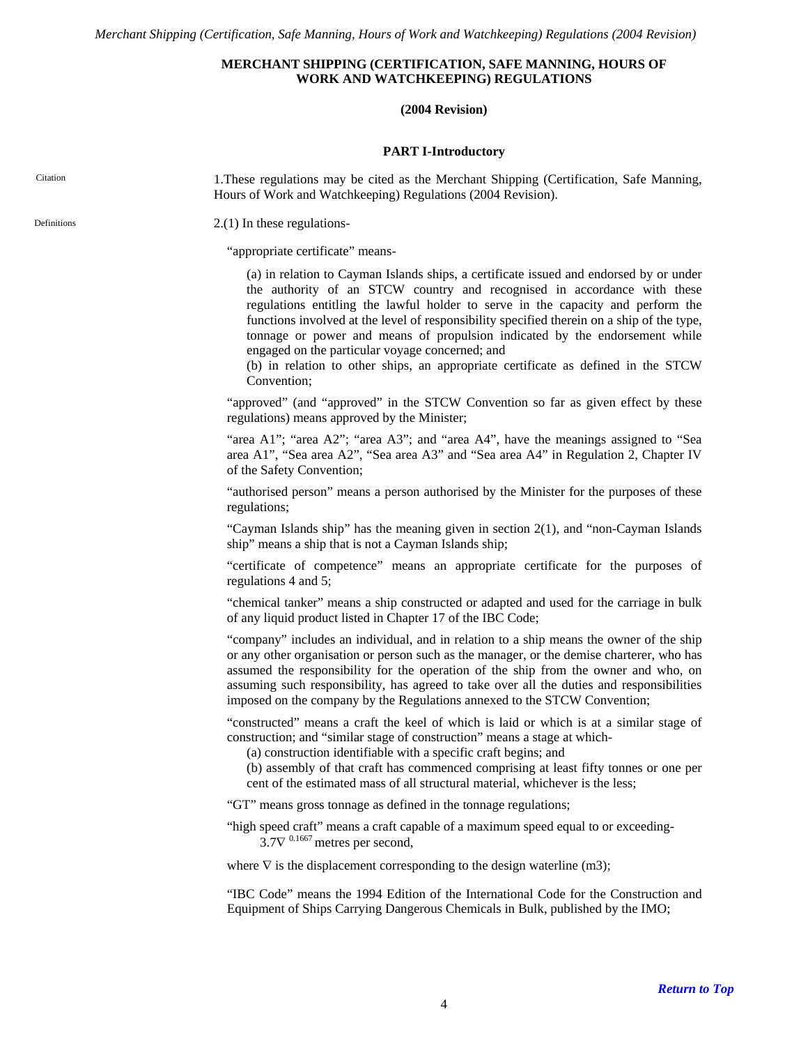# MERCHANT SHIPPING (CERTIFICATION, SAFE MANNING, HOURS OF WORK AND WATCHKEEPING) REGULATIONS

**(2004 Revision)**

## PART I-Introductory

Citation

1.These regulations may be cited as the Merchant Shipping (Certification, Safe Manning, Hours of Work and Watchkeeping) Regulations (2004 Revision).

Definitions

2.(1) In these regulations-

"appropriate certificate" means-

(a) in relation to Cayman Islands ships, a certificate issued and endorsed by or under the authority of an STCW country and recognised in accordance with these regulations entitling the lawful holder to serve in the capacity and perform the functions involved at the level of responsibility specified therein on a ship of the type, tonnage or power and means of propulsion indicated by the endorsement while engaged on the particular voyage concerned; and

(b) in relation to other ships, an appropriate certificate as defined in the STCW Convention;

"approved" (and "approved" in the STCW Convention so far as given effect by these regulations) means approved by the Minister;

"area A1"; "area A2"; "area A3"; and "area A4", have the meanings assigned to "Sea area A1", "Sea area A2", "Sea area A3" and "Sea area A4" in Regulation 2, Chapter IV of the Safety Convention;

"authorised person" means a person authorised by the Minister for the purposes of these regulations;

"Cayman Islands ship" has the meaning given in section 2(1), and "non-Cayman Islands ship" means a ship that is not a Cayman Islands ship;

"certificate of competence" means an appropriate certificate for the purposes of regulations 4 and 5;

"chemical tanker" means a ship constructed or adapted and used for the carriage in bulk of any liquid product listed in Chapter 17 of the IBC Code;

"company" includes an individual, and in relation to a ship means the owner of the ship or any other organisation or person such as the manager, or the demise charterer, who has assumed the responsibility for the operation of the ship from the owner and who, on assuming such responsibility, has agreed to take over all the duties and responsibilities imposed on the company by the Regulations annexed to the STCW Convention;

"constructed" means a craft the keel of which is laid or which is at a similar stage of construction; and "similar stage of construction" means a stage at which-

(a) construction identifiable with a specific craft begins; and

(b) assembly of that craft has commenced comprising at least fifty tonnes or one per cent of the estimated mass of all structural material, whichever is the less;

"GT" means gross tonnage as defined in the tonnage regulations;

"high speed craft" means a craft capable of a maximum speed equal to or exceeding-

$3.7\nabla^{0.1667}$ metres per second,

where $\nabla$ is the displacement corresponding to the design waterline (m3);

"IBC Code" means the 1994 Edition of the International Code for the Construction and Equipment of Ships Carrying Dangerous Chemicals in Bulk, published by the IMO;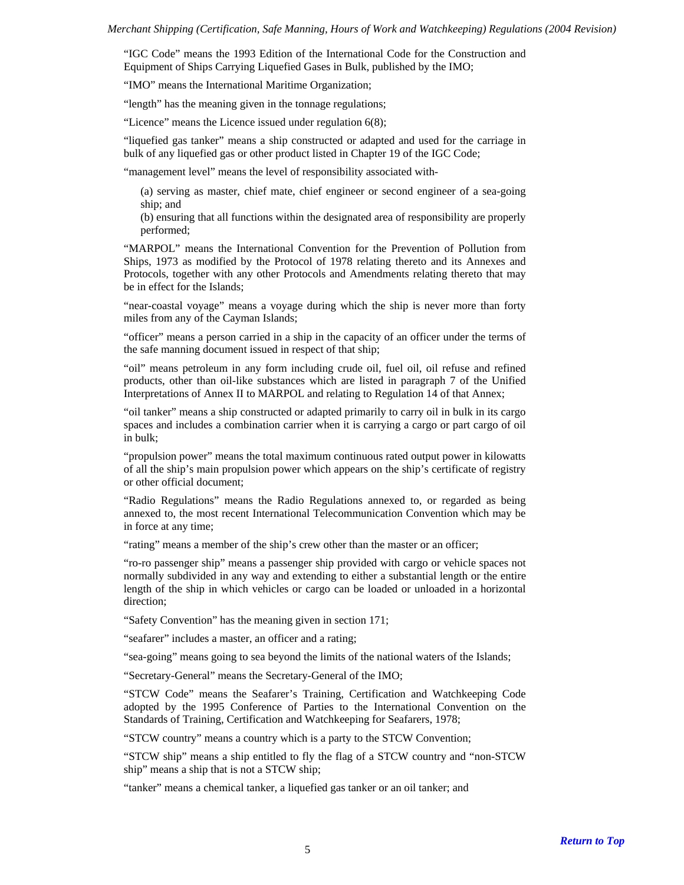"IGC Code" means the 1993 Edition of the International Code for the Construction and Equipment of Ships Carrying Liquefied Gases in Bulk, published by the IMO;

"IMO" means the International Maritime Organization;

"length" has the meaning given in the tonnage regulations;

"Licence" means the Licence issued under regulation 6(8);

"liquefied gas tanker" means a ship constructed or adapted and used for the carriage in bulk of any liquefied gas or other product listed in Chapter 19 of the IGC Code;

"management level" means the level of responsibility associated with-

(a) serving as master, chief mate, chief engineer or second engineer of a sea-going ship; and

(b) ensuring that all functions within the designated area of responsibility are properly performed;

"MARPOL" means the International Convention for the Prevention of Pollution from Ships, 1973 as modified by the Protocol of 1978 relating thereto and its Annexes and Protocols, together with any other Protocols and Amendments relating thereto that may be in effect for the Islands;

"near-coastal voyage" means a voyage during which the ship is never more than forty miles from any of the Cayman Islands;

"officer" means a person carried in a ship in the capacity of an officer under the terms of the safe manning document issued in respect of that ship;

"oil" means petroleum in any form including crude oil, fuel oil, oil refuse and refined products, other than oil-like substances which are listed in paragraph 7 of the Unified Interpretations of Annex II to MARPOL and relating to Regulation 14 of that Annex;

"oil tanker" means a ship constructed or adapted primarily to carry oil in bulk in its cargo spaces and includes a combination carrier when it is carrying a cargo or part cargo of oil in bulk;

"propulsion power" means the total maximum continuous rated output power in kilowatts of all the ship's main propulsion power which appears on the ship's certificate of registry or other official document;

"Radio Regulations" means the Radio Regulations annexed to, or regarded as being annexed to, the most recent International Telecommunication Convention which may be in force at any time;

"rating" means a member of the ship's crew other than the master or an officer;

"ro-ro passenger ship" means a passenger ship provided with cargo or vehicle spaces not normally subdivided in any way and extending to either a substantial length or the entire length of the ship in which vehicles or cargo can be loaded or unloaded in a horizontal direction;

"Safety Convention" has the meaning given in section 171;

"seafarer" includes a master, an officer and a rating;

"sea-going" means going to sea beyond the limits of the national waters of the Islands;

"Secretary-General" means the Secretary-General of the IMO;

"STCW Code" means the Seafarer's Training, Certification and Watchkeeping Code adopted by the 1995 Conference of Parties to the International Convention on the Standards of Training, Certification and Watchkeeping for Seafarers, 1978;

"STCW country" means a country which is a party to the STCW Convention;

"STCW ship" means a ship entitled to fly the flag of a STCW country and "non-STCW ship" means a ship that is not a STCW ship;

"tanker" means a chemical tanker, a liquefied gas tanker or an oil tanker; and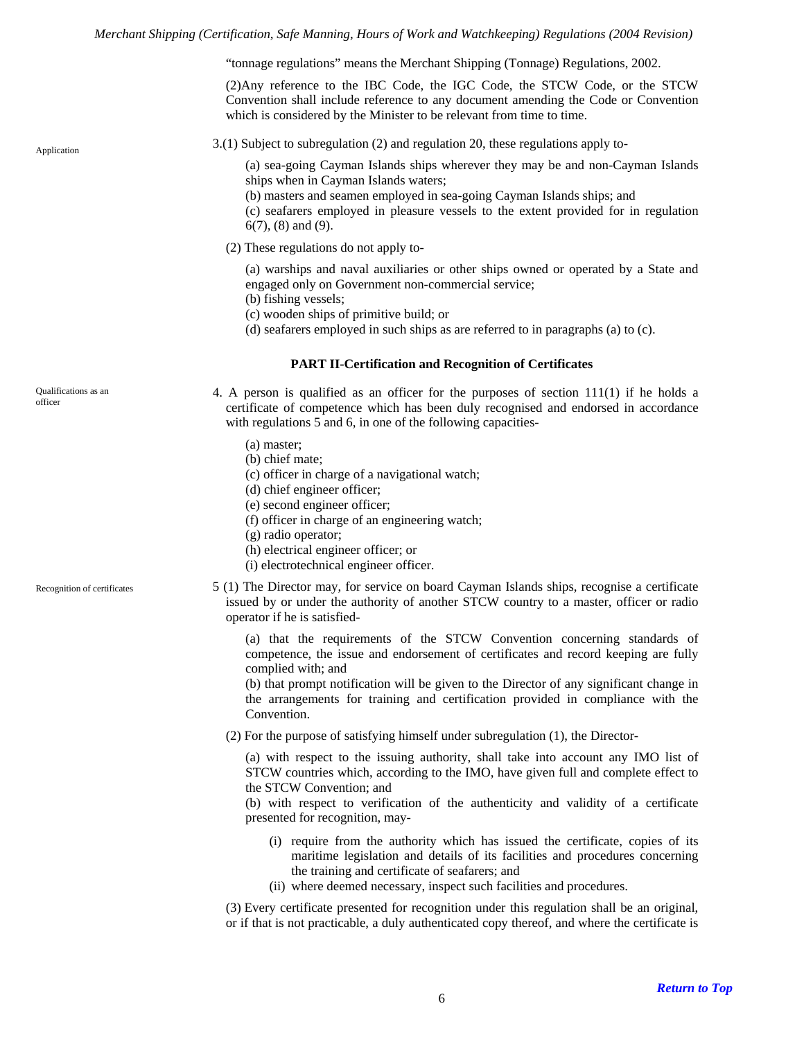"tonnage regulations" means the Merchant Shipping (Tonnage) Regulations, 2002.

(2)Any reference to the IBC Code, the IGC Code, the STCW Code, or the STCW Convention shall include reference to any document amending the Code or Convention which is considered by the Minister to be relevant from time to time.

Application

3.(1) Subject to subregulation (2) and regulation 20, these regulations apply to-

(a) sea-going Cayman Islands ships wherever they may be and non-Cayman Islands ships when in Cayman Islands waters;
(b) masters and seamen employed in sea-going Cayman Islands ships; and
(c) seafarers employed in pleasure vessels to the extent provided for in regulation 6(7), (8) and (9).

(2) These regulations do not apply to-

(a) warships and naval auxiliaries or other ships owned or operated by a State and engaged only on Government non-commercial service;
(b) fishing vessels;
(c) wooden ships of primitive build; or
(d) seafarers employed in such ships as are referred to in paragraphs (a) to (c).

## PART II-Certification and Recognition of Certificates

Qualifications as an officer

4. A person is qualified as an officer for the purposes of section 111(1) if he holds a certificate of competence which has been duly recognised and endorsed in accordance with regulations 5 and 6, in one of the following capacities-

(a) master;
(b) chief mate;
(c) officer in charge of a navigational watch;
(d) chief engineer officer;
(e) second engineer officer;
(f) officer in charge of an engineering watch;
(g) radio operator;
(h) electrical engineer officer; or
(i) electrotechnical engineer officer.

Recognition of certificates

5 (1) The Director may, for service on board Cayman Islands ships, recognise a certificate issued by or under the authority of another STCW country to a master, officer or radio operator if he is satisfied-

(a) that the requirements of the STCW Convention concerning standards of competence, the issue and endorsement of certificates and record keeping are fully complied with; and
(b) that prompt notification will be given to the Director of any significant change in the arrangements for training and certification provided in compliance with the Convention.

(2) For the purpose of satisfying himself under subregulation (1), the Director-

(a) with respect to the issuing authority, shall take into account any IMO list of STCW countries which, according to the IMO, have given full and complete effect to the STCW Convention; and
(b) with respect to verification of the authenticity and validity of a certificate presented for recognition, may-

(i) require from the authority which has issued the certificate, copies of its maritime legislation and details of its facilities and procedures concerning the training and certificate of seafarers; and
(ii) where deemed necessary, inspect such facilities and procedures.

(3) Every certificate presented for recognition under this regulation shall be an original, or if that is not practicable, a duly authenticated copy thereof, and where the certificate is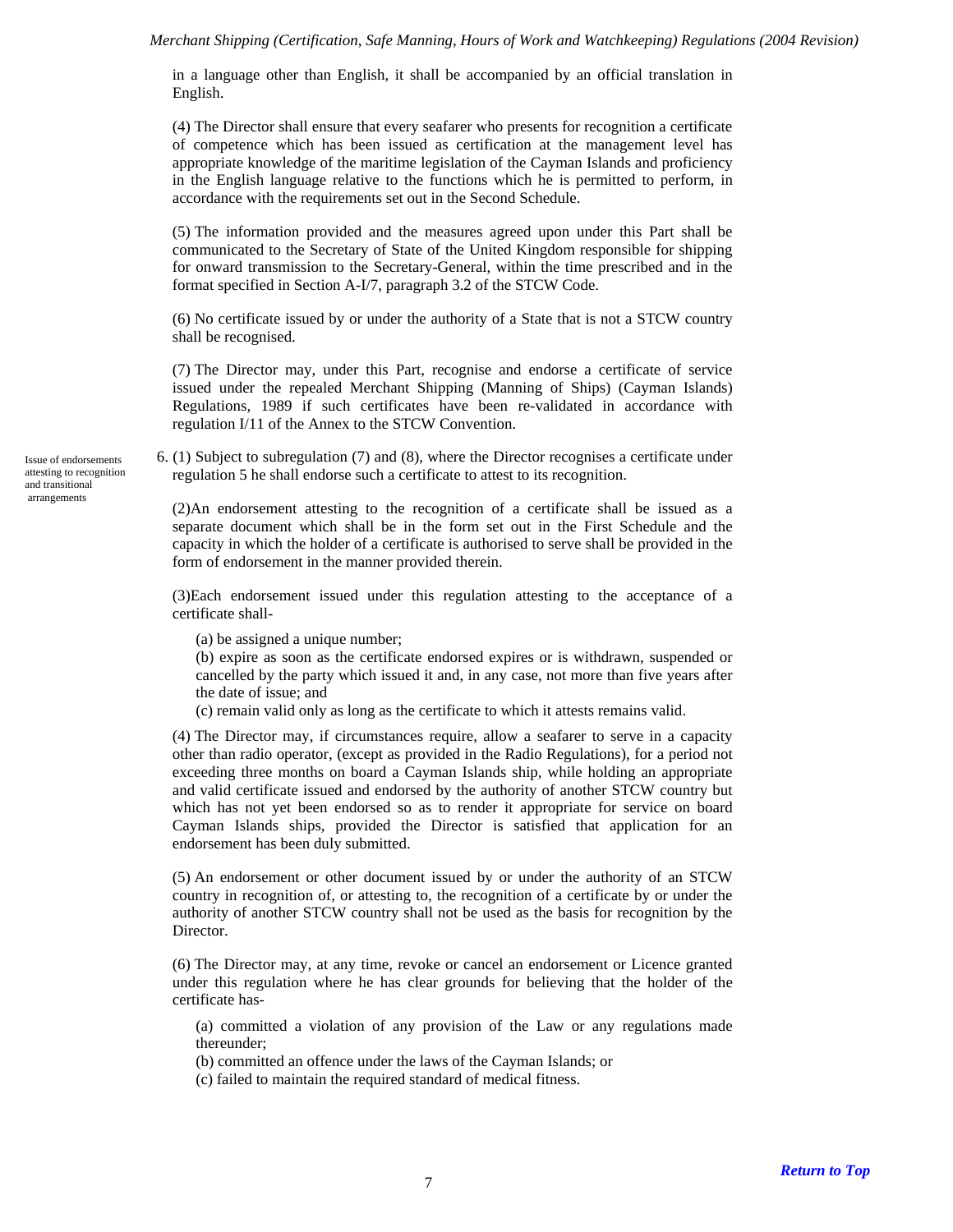in a language other than English, it shall be accompanied by an official translation in English.

(4) The Director shall ensure that every seafarer who presents for recognition a certificate of competence which has been issued as certification at the management level has appropriate knowledge of the maritime legislation of the Cayman Islands and proficiency in the English language relative to the functions which he is permitted to perform, in accordance with the requirements set out in the Second Schedule.

(5) The information provided and the measures agreed upon under this Part shall be communicated to the Secretary of State of the United Kingdom responsible for shipping for onward transmission to the Secretary-General, within the time prescribed and in the format specified in Section A-I/7, paragraph 3.2 of the STCW Code.

(6) No certificate issued by or under the authority of a State that is not a STCW country shall be recognised.

(7) The Director may, under this Part, recognise and endorse a certificate of service issued under the repealed Merchant Shipping (Manning of Ships) (Cayman Islands) Regulations, 1989 if such certificates have been re-validated in accordance with regulation I/11 of the Annex to the STCW Convention.

*Issue of endorsements attesting to recognition and transitional arrangements*

6. (1) Subject to subregulation (7) and (8), where the Director recognises a certificate under regulation 5 he shall endorse such a certificate to attest to its recognition.

(2)An endorsement attesting to the recognition of a certificate shall be issued as a separate document which shall be in the form set out in the First Schedule and the capacity in which the holder of a certificate is authorised to serve shall be provided in the form of endorsement in the manner provided therein.

(3)Each endorsement issued under this regulation attesting to the acceptance of a certificate shall-

(a) be assigned a unique number;

(b) expire as soon as the certificate endorsed expires or is withdrawn, suspended or cancelled by the party which issued it and, in any case, not more than five years after the date of issue; and

(c) remain valid only as long as the certificate to which it attests remains valid.

(4) The Director may, if circumstances require, allow a seafarer to serve in a capacity other than radio operator, (except as provided in the Radio Regulations), for a period not exceeding three months on board a Cayman Islands ship, while holding an appropriate and valid certificate issued and endorsed by the authority of another STCW country but which has not yet been endorsed so as to render it appropriate for service on board Cayman Islands ships, provided the Director is satisfied that application for an endorsement has been duly submitted.

(5) An endorsement or other document issued by or under the authority of an STCW country in recognition of, or attesting to, the recognition of a certificate by or under the authority of another STCW country shall not be used as the basis for recognition by the Director.

(6) The Director may, at any time, revoke or cancel an endorsement or Licence granted under this regulation where he has clear grounds for believing that the holder of the certificate has-

(a) committed a violation of any provision of the Law or any regulations made thereunder;

(b) committed an offence under the laws of the Cayman Islands; or

(c) failed to maintain the required standard of medical fitness.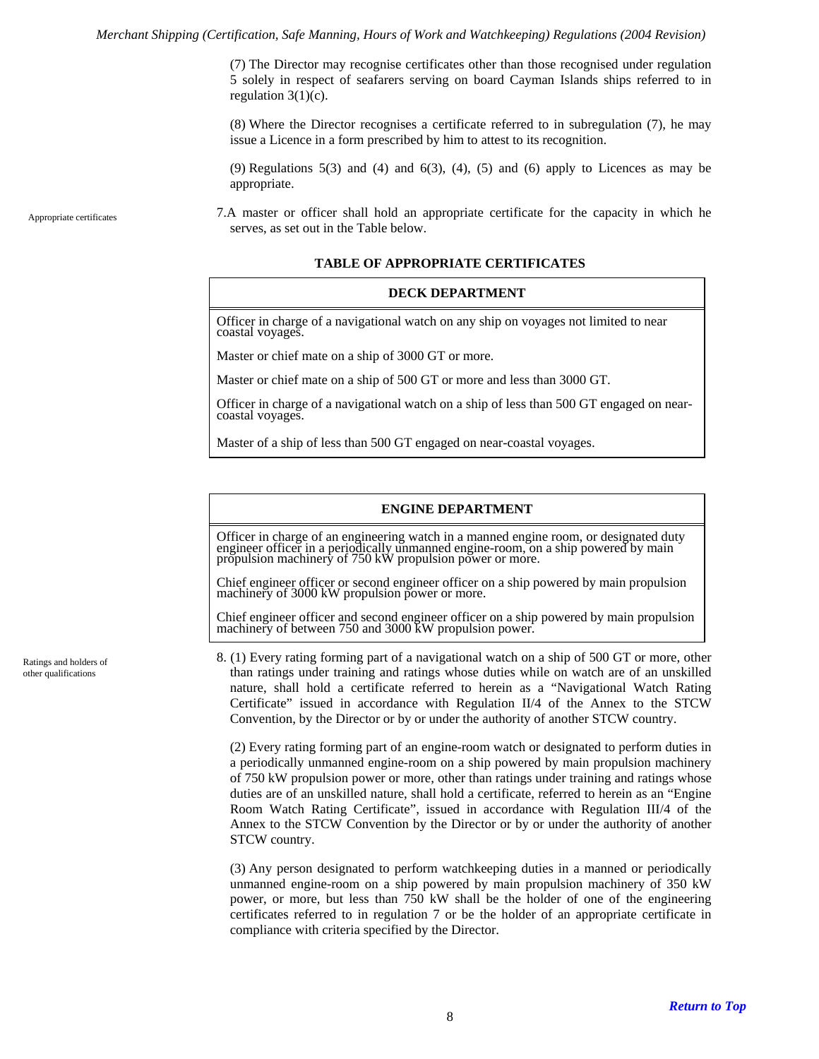(7) The Director may recognise certificates other than those recognised under regulation 5 solely in respect of seafarers serving on board Cayman Islands ships referred to in regulation 3(1)(c).

(8) Where the Director recognises a certificate referred to in subregulation (7), he may issue a Licence in a form prescribed by him to attest to its recognition.

(9) Regulations 5(3) and (4) and 6(3), (4), (5) and (6) apply to Licences as may be appropriate.

*Appropriate certificates*

7. A master or officer shall hold an appropriate certificate for the capacity in which he serves, as set out in the Table below.

**TABLE OF APPROPRIATE CERTIFICATES**

| **DECK DEPARTMENT** |
|---|
| Officer in charge of a navigational watch on any ship on voyages not limited to near coastal voyages. |
| Master or chief mate on a ship of 3000 GT or more. |
| Master or chief mate on a ship of 500 GT or more and less than 3000 GT. |
| Officer in charge of a navigational watch on a ship of less than 500 GT engaged on near-coastal voyages. |
| Master of a ship of less than 500 GT engaged on near-coastal voyages. |

| **ENGINE DEPARTMENT** |
|---|
| Officer in charge of an engineering watch in a manned engine room, or designated duty engineer officer in a periodically unmanned engine-room, on a ship powered by main propulsion machinery of 750 kW propulsion power or more. |
| Chief engineer officer or second engineer officer on a ship powered by main propulsion machinery of 3000 kW propulsion power or more. |
| Chief engineer officer and second engineer officer on a ship powered by main propulsion machinery of between 750 and 3000 kW propulsion power. |

*Ratings and holders of other qualifications*

8. (1) Every rating forming part of a navigational watch on a ship of 500 GT or more, other than ratings under training and ratings whose duties while on watch are of an unskilled nature, shall hold a certificate referred to herein as a "Navigational Watch Rating Certificate" issued in accordance with Regulation II/4 of the Annex to the STCW Convention, by the Director or by or under the authority of another STCW country.

(2) Every rating forming part of an engine-room watch or designated to perform duties in a periodically unmanned engine-room on a ship powered by main propulsion machinery of 750 kW propulsion power or more, other than ratings under training and ratings whose duties are of an unskilled nature, shall hold a certificate, referred to herein as an "Engine Room Watch Rating Certificate", issued in accordance with Regulation III/4 of the Annex to the STCW Convention by the Director or by or under the authority of another STCW country.

(3) Any person designated to perform watchkeeping duties in a manned or periodically unmanned engine-room on a ship powered by main propulsion machinery of 350 kW power, or more, but less than 750 kW shall be the holder of one of the engineering certificates referred to in regulation 7 or be the holder of an appropriate certificate in compliance with criteria specified by the Director.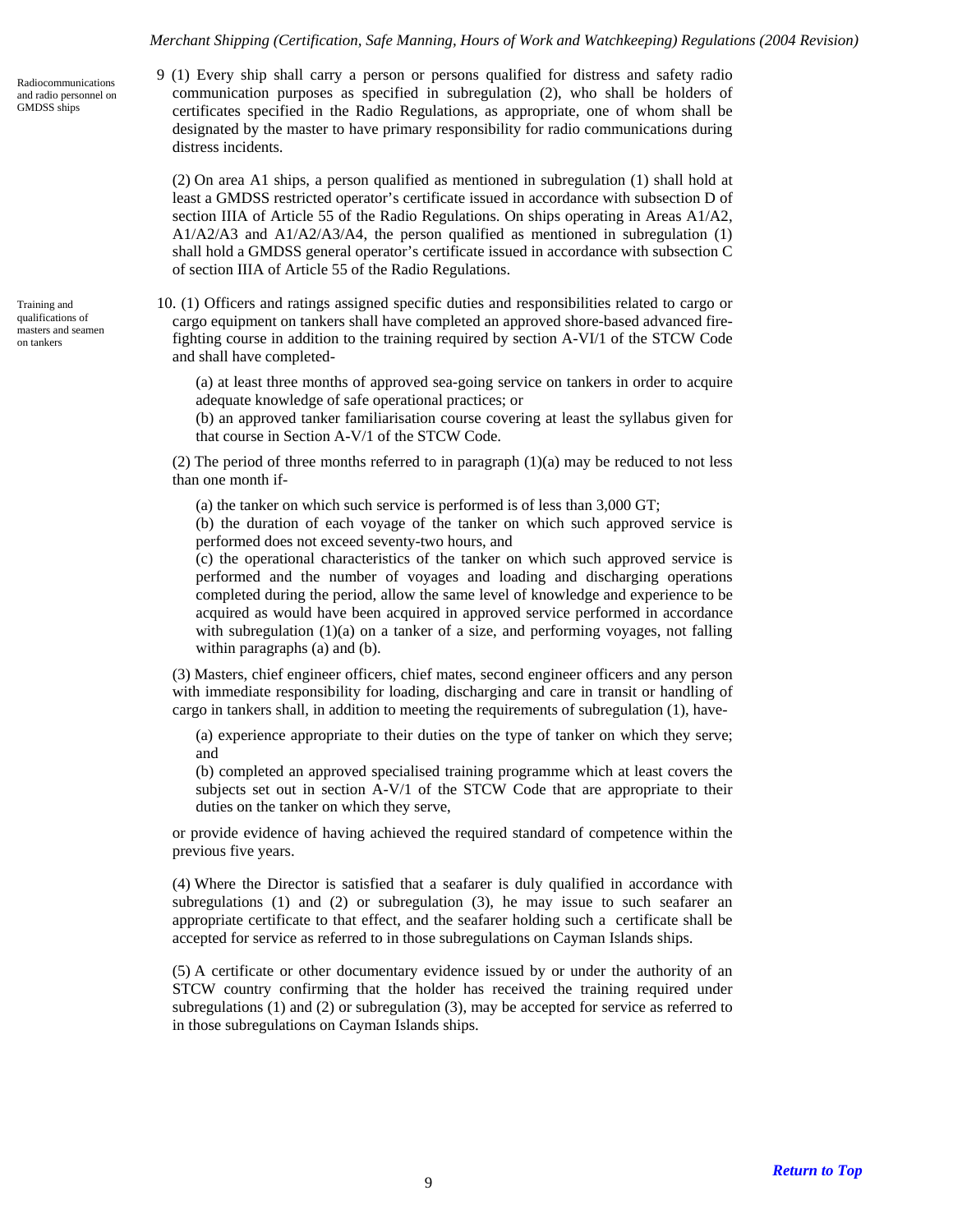Radiocommunications and radio personnel on GMDSS ships

9 (1) Every ship shall carry a person or persons qualified for distress and safety radio communication purposes as specified in subregulation (2), who shall be holders of certificates specified in the Radio Regulations, as appropriate, one of whom shall be designated by the master to have primary responsibility for radio communications during distress incidents.

(2) On area A1 ships, a person qualified as mentioned in subregulation (1) shall hold at least a GMDSS restricted operator's certificate issued in accordance with subsection D of section IIIA of Article 55 of the Radio Regulations. On ships operating in Areas A1/A2, A1/A2/A3 and A1/A2/A3/A4, the person qualified as mentioned in subregulation (1) shall hold a GMDSS general operator's certificate issued in accordance with subsection C of section IIIA of Article 55 of the Radio Regulations.

Training and qualifications of masters and seamen on tankers

10. (1) Officers and ratings assigned specific duties and responsibilities related to cargo or cargo equipment on tankers shall have completed an approved shore-based advanced fire-fighting course in addition to the training required by section A-VI/1 of the STCW Code and shall have completed-

(a) at least three months of approved sea-going service on tankers in order to acquire adequate knowledge of safe operational practices; or

(b) an approved tanker familiarisation course covering at least the syllabus given for that course in Section A-V/1 of the STCW Code.

(2) The period of three months referred to in paragraph (1)(a) may be reduced to not less than one month if-

(a) the tanker on which such service is performed is of less than 3,000 GT;

(b) the duration of each voyage of the tanker on which such approved service is performed does not exceed seventy-two hours, and

(c) the operational characteristics of the tanker on which such approved service is performed and the number of voyages and loading and discharging operations completed during the period, allow the same level of knowledge and experience to be acquired as would have been acquired in approved service performed in accordance with subregulation (1)(a) on a tanker of a size, and performing voyages, not falling within paragraphs (a) and (b).

(3) Masters, chief engineer officers, chief mates, second engineer officers and any person with immediate responsibility for loading, discharging and care in transit or handling of cargo in tankers shall, in addition to meeting the requirements of subregulation (1), have-

(a) experience appropriate to their duties on the type of tanker on which they serve; and

(b) completed an approved specialised training programme which at least covers the subjects set out in section A-V/1 of the STCW Code that are appropriate to their duties on the tanker on which they serve,

or provide evidence of having achieved the required standard of competence within the previous five years.

(4) Where the Director is satisfied that a seafarer is duly qualified in accordance with subregulations (1) and (2) or subregulation (3), he may issue to such seafarer an appropriate certificate to that effect, and the seafarer holding such a certificate shall be accepted for service as referred to in those subregulations on Cayman Islands ships.

(5) A certificate or other documentary evidence issued by or under the authority of an STCW country confirming that the holder has received the training required under subregulations (1) and (2) or subregulation (3), may be accepted for service as referred to in those subregulations on Cayman Islands ships.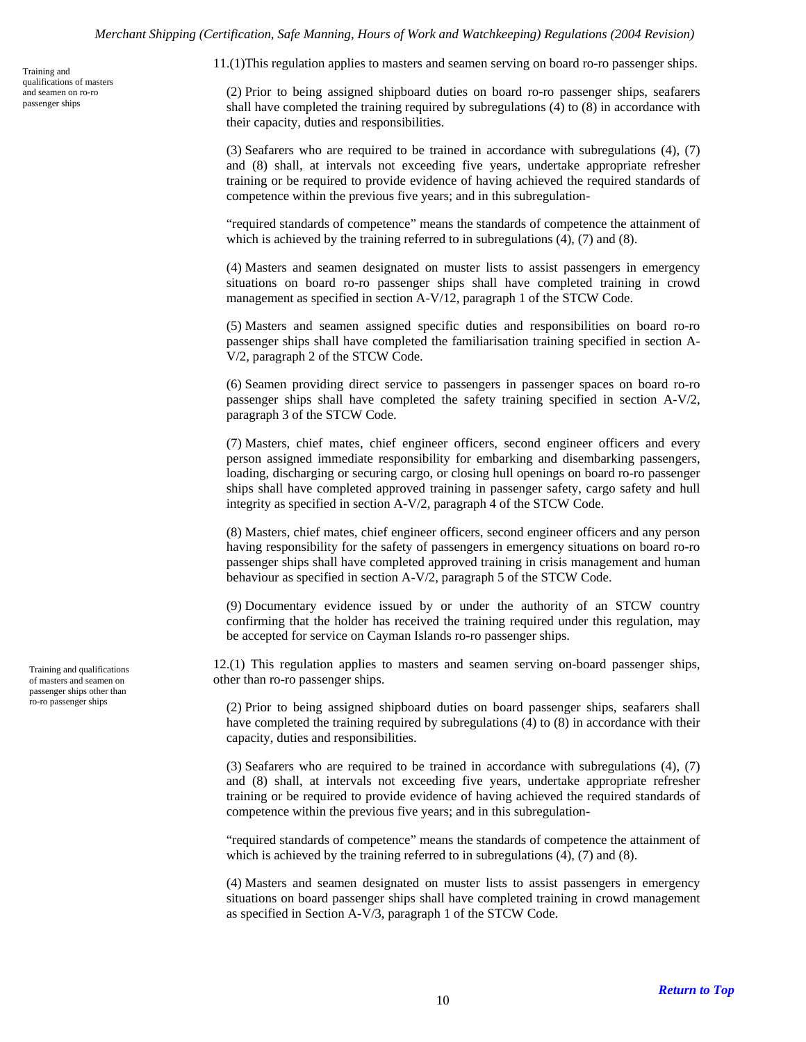Training and qualifications of masters and seamen on ro-ro passenger ships

11.(1)This regulation applies to masters and seamen serving on board ro-ro passenger ships.

(2) Prior to being assigned shipboard duties on board ro-ro passenger ships, seafarers shall have completed the training required by subregulations (4) to (8) in accordance with their capacity, duties and responsibilities.

(3) Seafarers who are required to be trained in accordance with subregulations (4), (7) and (8) shall, at intervals not exceeding five years, undertake appropriate refresher training or be required to provide evidence of having achieved the required standards of competence within the previous five years; and in this subregulation-

"required standards of competence" means the standards of competence the attainment of which is achieved by the training referred to in subregulations (4), (7) and (8).

(4) Masters and seamen designated on muster lists to assist passengers in emergency situations on board ro-ro passenger ships shall have completed training in crowd management as specified in section A-V/12, paragraph 1 of the STCW Code.

(5) Masters and seamen assigned specific duties and responsibilities on board ro-ro passenger ships shall have completed the familiarisation training specified in section A-V/2, paragraph 2 of the STCW Code.

(6) Seamen providing direct service to passengers in passenger spaces on board ro-ro passenger ships shall have completed the safety training specified in section A-V/2, paragraph 3 of the STCW Code.

(7) Masters, chief mates, chief engineer officers, second engineer officers and every person assigned immediate responsibility for embarking and disembarking passengers, loading, discharging or securing cargo, or closing hull openings on board ro-ro passenger ships shall have completed approved training in passenger safety, cargo safety and hull integrity as specified in section A-V/2, paragraph 4 of the STCW Code.

(8) Masters, chief mates, chief engineer officers, second engineer officers and any person having responsibility for the safety of passengers in emergency situations on board ro-ro passenger ships shall have completed approved training in crisis management and human behaviour as specified in section A-V/2, paragraph 5 of the STCW Code.

(9) Documentary evidence issued by or under the authority of an STCW country confirming that the holder has received the training required under this regulation, may be accepted for service on Cayman Islands ro-ro passenger ships.

Training and qualifications of masters and seamen on passenger ships other than ro-ro passenger ships

12.(1) This regulation applies to masters and seamen serving on-board passenger ships, other than ro-ro passenger ships.

(2) Prior to being assigned shipboard duties on board passenger ships, seafarers shall have completed the training required by subregulations (4) to (8) in accordance with their capacity, duties and responsibilities.

(3) Seafarers who are required to be trained in accordance with subregulations (4), (7) and (8) shall, at intervals not exceeding five years, undertake appropriate refresher training or be required to provide evidence of having achieved the required standards of competence within the previous five years; and in this subregulation-

"required standards of competence" means the standards of competence the attainment of which is achieved by the training referred to in subregulations (4), (7) and (8).

(4) Masters and seamen designated on muster lists to assist passengers in emergency situations on board passenger ships shall have completed training in crowd management as specified in Section A-V/3, paragraph 1 of the STCW Code.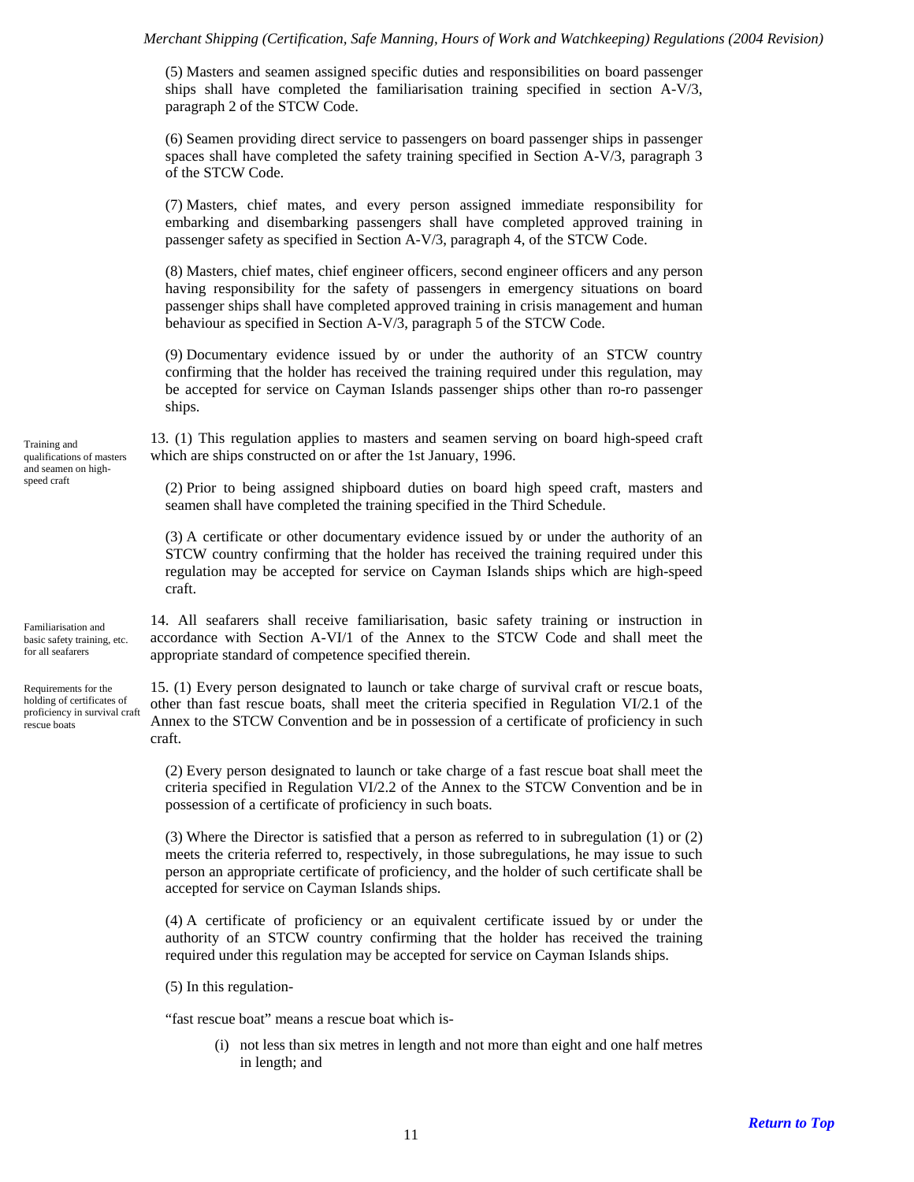(5) Masters and seamen assigned specific duties and responsibilities on board passenger ships shall have completed the familiarisation training specified in section A-V/3, paragraph 2 of the STCW Code.

(6) Seamen providing direct service to passengers on board passenger ships in passenger spaces shall have completed the safety training specified in Section A-V/3, paragraph 3 of the STCW Code.

(7) Masters, chief mates, and every person assigned immediate responsibility for embarking and disembarking passengers shall have completed approved training in passenger safety as specified in Section A-V/3, paragraph 4, of the STCW Code.

(8) Masters, chief mates, chief engineer officers, second engineer officers and any person having responsibility for the safety of passengers in emergency situations on board passenger ships shall have completed approved training in crisis management and human behaviour as specified in Section A-V/3, paragraph 5 of the STCW Code.

(9) Documentary evidence issued by or under the authority of an STCW country confirming that the holder has received the training required under this regulation, may be accepted for service on Cayman Islands passenger ships other than ro-ro passenger ships.

*Training and qualifications of masters and seamen on high-speed craft*

13. (1) This regulation applies to masters and seamen serving on board high-speed craft which are ships constructed on or after the 1st January, 1996.

(2) Prior to being assigned shipboard duties on board high speed craft, masters and seamen shall have completed the training specified in the Third Schedule.

(3) A certificate or other documentary evidence issued by or under the authority of an STCW country confirming that the holder has received the training required under this regulation may be accepted for service on Cayman Islands ships which are high-speed craft.

*Familiarisation and basic safety training, etc. for all seafarers*

14. All seafarers shall receive familiarisation, basic safety training or instruction in accordance with Section A-VI/1 of the Annex to the STCW Code and shall meet the appropriate standard of competence specified therein.

*Requirements for the holding of certificates of proficiency in survival craft rescue boats*

15. (1) Every person designated to launch or take charge of survival craft or rescue boats, other than fast rescue boats, shall meet the criteria specified in Regulation VI/2.1 of the Annex to the STCW Convention and be in possession of a certificate of proficiency in such craft.

(2) Every person designated to launch or take charge of a fast rescue boat shall meet the criteria specified in Regulation VI/2.2 of the Annex to the STCW Convention and be in possession of a certificate of proficiency in such boats.

(3) Where the Director is satisfied that a person as referred to in subregulation (1) or (2) meets the criteria referred to, respectively, in those subregulations, he may issue to such person an appropriate certificate of proficiency, and the holder of such certificate shall be accepted for service on Cayman Islands ships.

(4) A certificate of proficiency or an equivalent certificate issued by or under the authority of an STCW country confirming that the holder has received the training required under this regulation may be accepted for service on Cayman Islands ships.

(5) In this regulation-

"fast rescue boat" means a rescue boat which is-

(i) not less than six metres in length and not more than eight and one half metres in length; and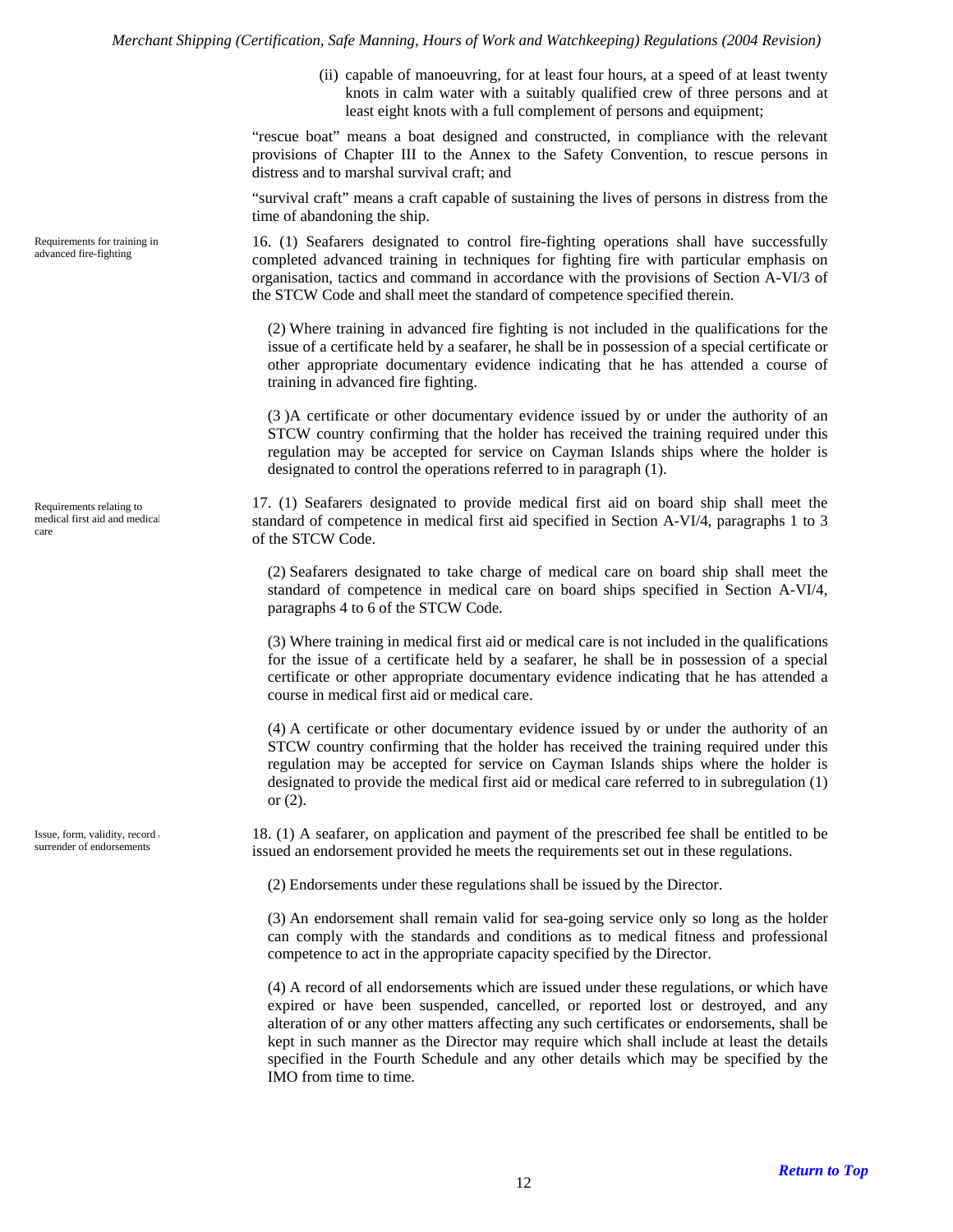(ii) capable of manoeuvring, for at least four hours, at a speed of at least twenty knots in calm water with a suitably qualified crew of three persons and at least eight knots with a full complement of persons and equipment;

"rescue boat" means a boat designed and constructed, in compliance with the relevant provisions of Chapter III to the Annex to the Safety Convention, to rescue persons in distress and to marshal survival craft; and

"survival craft" means a craft capable of sustaining the lives of persons in distress from the time of abandoning the ship.

*Requirements for training in advanced fire-fighting*

16. (1) Seafarers designated to control fire-fighting operations shall have successfully completed advanced training in techniques for fighting fire with particular emphasis on organisation, tactics and command in accordance with the provisions of Section A-VI/3 of the STCW Code and shall meet the standard of competence specified therein.

(2) Where training in advanced fire fighting is not included in the qualifications for the issue of a certificate held by a seafarer, he shall be in possession of a special certificate or other appropriate documentary evidence indicating that he has attended a course of training in advanced fire fighting.

(3 )A certificate or other documentary evidence issued by or under the authority of an STCW country confirming that the holder has received the training required under this regulation may be accepted for service on Cayman Islands ships where the holder is designated to control the operations referred to in paragraph (1).

*Requirements relating to medical first aid and medical care*

17. (1) Seafarers designated to provide medical first aid on board ship shall meet the standard of competence in medical first aid specified in Section A-VI/4, paragraphs 1 to 3 of the STCW Code.

(2) Seafarers designated to take charge of medical care on board ship shall meet the standard of competence in medical care on board ships specified in Section A-VI/4, paragraphs 4 to 6 of the STCW Code.

(3) Where training in medical first aid or medical care is not included in the qualifications for the issue of a certificate held by a seafarer, he shall be in possession of a special certificate or other appropriate documentary evidence indicating that he has attended a course in medical first aid or medical care.

(4) A certificate or other documentary evidence issued by or under the authority of an STCW country confirming that the holder has received the training required under this regulation may be accepted for service on Cayman Islands ships where the holder is designated to provide the medical first aid or medical care referred to in subregulation (1) or (2).

*Issue, form, validity, record and surrender of endorsements*

18. (1) A seafarer, on application and payment of the prescribed fee shall be entitled to be issued an endorsement provided he meets the requirements set out in these regulations.

(2) Endorsements under these regulations shall be issued by the Director.

(3) An endorsement shall remain valid for sea-going service only so long as the holder can comply with the standards and conditions as to medical fitness and professional competence to act in the appropriate capacity specified by the Director.

(4) A record of all endorsements which are issued under these regulations, or which have expired or have been suspended, cancelled, or reported lost or destroyed, and any alteration of or any other matters affecting any such certificates or endorsements, shall be kept in such manner as the Director may require which shall include at least the details specified in the Fourth Schedule and any other details which may be specified by the IMO from time to time.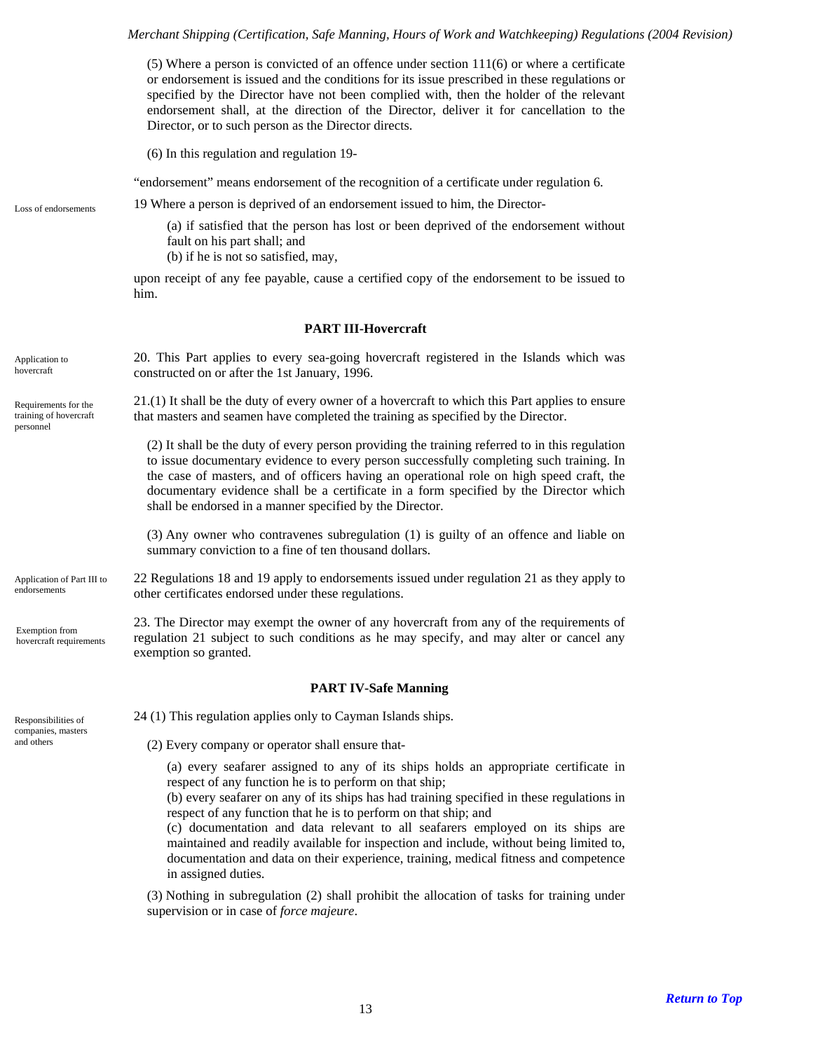(5) Where a person is convicted of an offence under section 111(6) or where a certificate or endorsement is issued and the conditions for its issue prescribed in these regulations or specified by the Director have not been complied with, then the holder of the relevant endorsement shall, at the direction of the Director, deliver it for cancellation to the Director, or to such person as the Director directs.

(6) In this regulation and regulation 19-

"endorsement" means endorsement of the recognition of a certificate under regulation 6.

Loss of endorsements

19 Where a person is deprived of an endorsement issued to him, the Director-

(a) if satisfied that the person has lost or been deprived of the endorsement without fault on his part shall; and
(b) if he is not so satisfied, may,

upon receipt of any fee payable, cause a certified copy of the endorsement to be issued to him.

## PART III-Hovercraft

Application to hovercraft

20. This Part applies to every sea-going hovercraft registered in the Islands which was constructed on or after the 1st January, 1996.

Requirements for the training of hovercraft personnel

21.(1) It shall be the duty of every owner of a hovercraft to which this Part applies to ensure that masters and seamen have completed the training as specified by the Director.

(2) It shall be the duty of every person providing the training referred to in this regulation to issue documentary evidence to every person successfully completing such training. In the case of masters, and of officers having an operational role on high speed craft, the documentary evidence shall be a certificate in a form specified by the Director which shall be endorsed in a manner specified by the Director.

(3) Any owner who contravenes subregulation (1) is guilty of an offence and liable on summary conviction to a fine of ten thousand dollars.

Application of Part III to endorsements

22 Regulations 18 and 19 apply to endorsements issued under regulation 21 as they apply to other certificates endorsed under these regulations.

Exemption from hovercraft requirements

23. The Director may exempt the owner of any hovercraft from any of the requirements of regulation 21 subject to such conditions as he may specify, and may alter or cancel any exemption so granted.

## PART IV-Safe Manning

Responsibilities of companies, masters and others

24 (1) This regulation applies only to Cayman Islands ships.

(2) Every company or operator shall ensure that-

(a) every seafarer assigned to any of its ships holds an appropriate certificate in respect of any function he is to perform on that ship;
(b) every seafarer on any of its ships has had training specified in these regulations in respect of any function that he is to perform on that ship; and
(c) documentation and data relevant to all seafarers employed on its ships are maintained and readily available for inspection and include, without being limited to, documentation and data on their experience, training, medical fitness and competence in assigned duties.

(3) Nothing in subregulation (2) shall prohibit the allocation of tasks for training under supervision or in case of *force majeure*.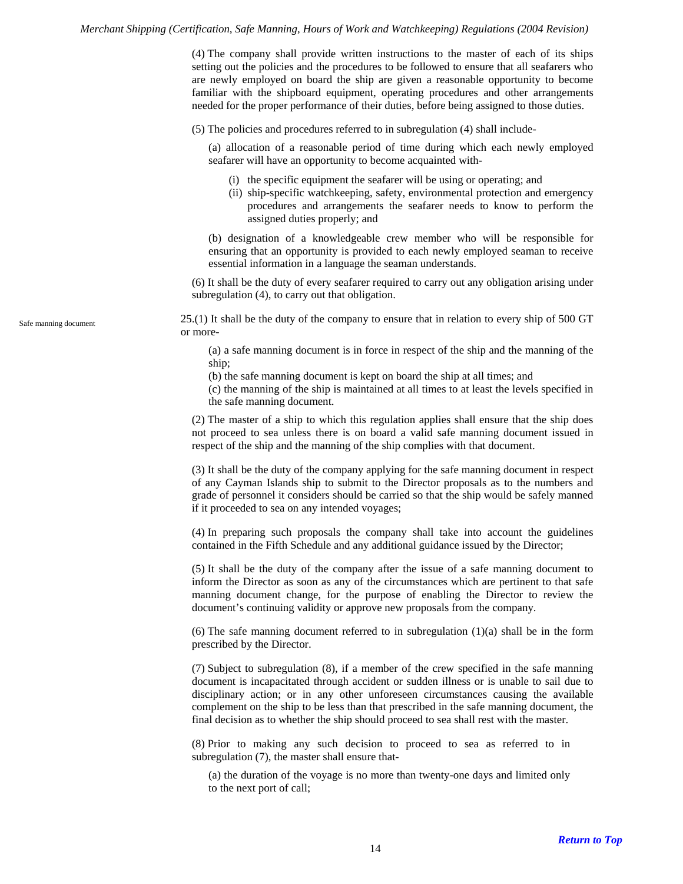(4) The company shall provide written instructions to the master of each of its ships setting out the policies and the procedures to be followed to ensure that all seafarers who are newly employed on board the ship are given a reasonable opportunity to become familiar with the shipboard equipment, operating procedures and other arrangements needed for the proper performance of their duties, before being assigned to those duties.

(5) The policies and procedures referred to in subregulation (4) shall include-

(a) allocation of a reasonable period of time during which each newly employed seafarer will have an opportunity to become acquainted with-

(i) the specific equipment the seafarer will be using or operating; and

(ii) ship-specific watchkeeping, safety, environmental protection and emergency procedures and arrangements the seafarer needs to know to perform the assigned duties properly; and

(b) designation of a knowledgeable crew member who will be responsible for ensuring that an opportunity is provided to each newly employed seaman to receive essential information in a language the seaman understands.

(6) It shall be the duty of every seafarer required to carry out any obligation arising under subregulation (4), to carry out that obligation.

Safe manning document

25.(1) It shall be the duty of the company to ensure that in relation to every ship of 500 GT or more-

(a) a safe manning document is in force in respect of the ship and the manning of the ship;

(b) the safe manning document is kept on board the ship at all times; and

(c) the manning of the ship is maintained at all times to at least the levels specified in the safe manning document.

(2) The master of a ship to which this regulation applies shall ensure that the ship does not proceed to sea unless there is on board a valid safe manning document issued in respect of the ship and the manning of the ship complies with that document.

(3) It shall be the duty of the company applying for the safe manning document in respect of any Cayman Islands ship to submit to the Director proposals as to the numbers and grade of personnel it considers should be carried so that the ship would be safely manned if it proceeded to sea on any intended voyages;

(4) In preparing such proposals the company shall take into account the guidelines contained in the Fifth Schedule and any additional guidance issued by the Director;

(5) It shall be the duty of the company after the issue of a safe manning document to inform the Director as soon as any of the circumstances which are pertinent to that safe manning document change, for the purpose of enabling the Director to review the document's continuing validity or approve new proposals from the company.

(6) The safe manning document referred to in subregulation (1)(a) shall be in the form prescribed by the Director.

(7) Subject to subregulation (8), if a member of the crew specified in the safe manning document is incapacitated through accident or sudden illness or is unable to sail due to disciplinary action; or in any other unforeseen circumstances causing the available complement on the ship to be less than that prescribed in the safe manning document, the final decision as to whether the ship should proceed to sea shall rest with the master.

(8) Prior to making any such decision to proceed to sea as referred to in subregulation (7), the master shall ensure that-

(a) the duration of the voyage is no more than twenty-one days and limited only to the next port of call;

*Return to Top*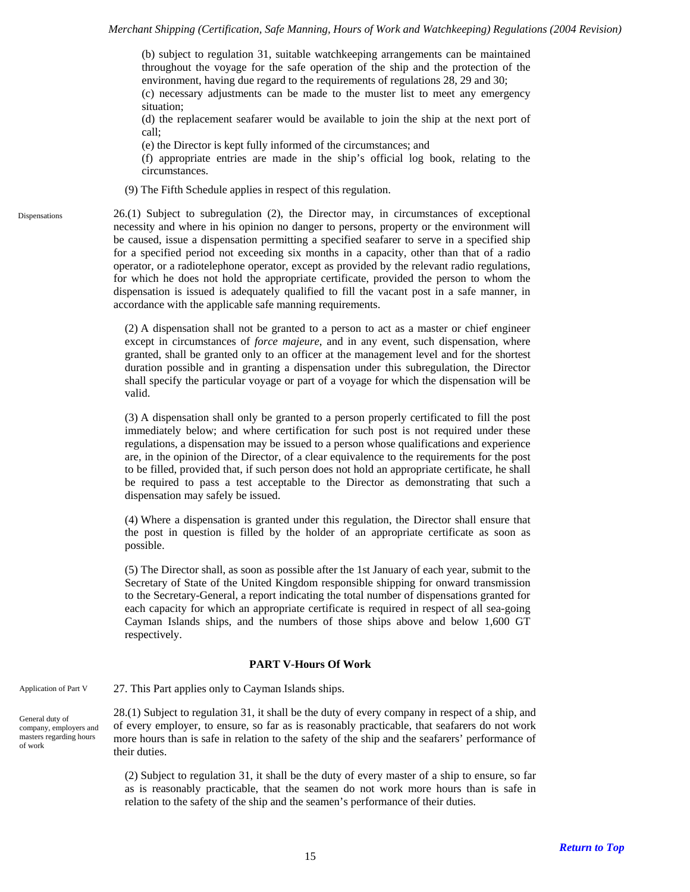(b) subject to regulation 31, suitable watchkeeping arrangements can be maintained throughout the voyage for the safe operation of the ship and the protection of the environment, having due regard to the requirements of regulations 28, 29 and 30;

(c) necessary adjustments can be made to the muster list to meet any emergency situation;

(d) the replacement seafarer would be available to join the ship at the next port of call;

(e) the Director is kept fully informed of the circumstances; and

(f) appropriate entries are made in the ship's official log book, relating to the circumstances.

(9) The Fifth Schedule applies in respect of this regulation.

Dispensations

26.(1) Subject to subregulation (2), the Director may, in circumstances of exceptional necessity and where in his opinion no danger to persons, property or the environment will be caused, issue a dispensation permitting a specified seafarer to serve in a specified ship for a specified period not exceeding six months in a capacity, other than that of a radio operator, or a radiotelephone operator, except as provided by the relevant radio regulations, for which he does not hold the appropriate certificate, provided the person to whom the dispensation is issued is adequately qualified to fill the vacant post in a safe manner, in accordance with the applicable safe manning requirements.

(2) A dispensation shall not be granted to a person to act as a master or chief engineer except in circumstances of *force majeure*, and in any event, such dispensation, where granted, shall be granted only to an officer at the management level and for the shortest duration possible and in granting a dispensation under this subregulation, the Director shall specify the particular voyage or part of a voyage for which the dispensation will be valid.

(3) A dispensation shall only be granted to a person properly certificated to fill the post immediately below; and where certification for such post is not required under these regulations, a dispensation may be issued to a person whose qualifications and experience are, in the opinion of the Director, of a clear equivalence to the requirements for the post to be filled, provided that, if such person does not hold an appropriate certificate, he shall be required to pass a test acceptable to the Director as demonstrating that such a dispensation may safely be issued.

(4) Where a dispensation is granted under this regulation, the Director shall ensure that the post in question is filled by the holder of an appropriate certificate as soon as possible.

(5) The Director shall, as soon as possible after the 1st January of each year, submit to the Secretary of State of the United Kingdom responsible shipping for onward transmission to the Secretary-General, a report indicating the total number of dispensations granted for each capacity for which an appropriate certificate is required in respect of all sea-going Cayman Islands ships, and the numbers of those ships above and below 1,600 GT respectively.

## PART V-Hours Of Work

Application of Part V

27. This Part applies only to Cayman Islands ships.

General duty of company, employers and masters regarding hours of work

28.(1) Subject to regulation 31, it shall be the duty of every company in respect of a ship, and of every employer, to ensure, so far as is reasonably practicable, that seafarers do not work more hours than is safe in relation to the safety of the ship and the seafarers' performance of their duties.

(2) Subject to regulation 31, it shall be the duty of every master of a ship to ensure, so far as is reasonably practicable, that the seamen do not work more hours than is safe in relation to the safety of the ship and the seamen's performance of their duties.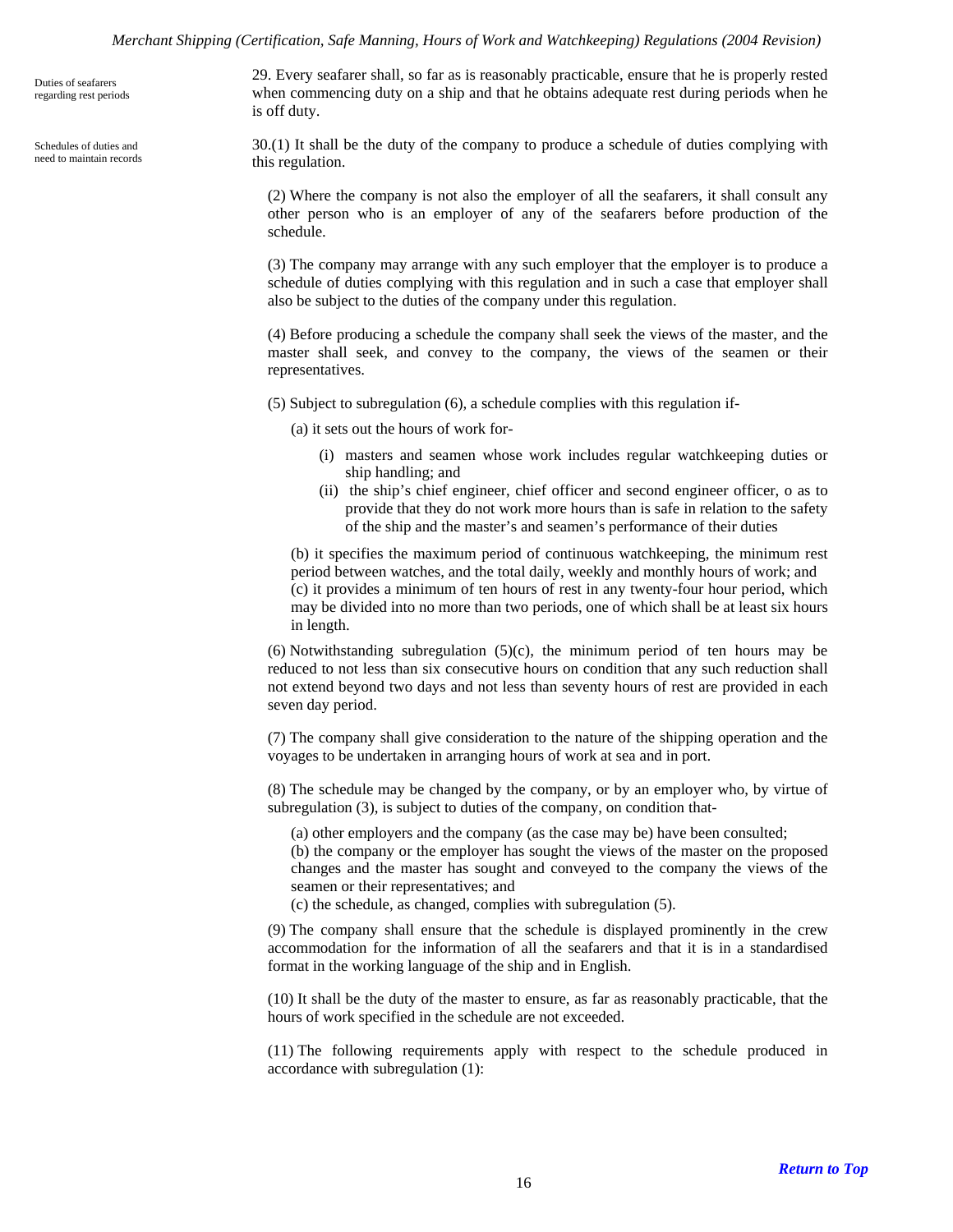Duties of seafarers regarding rest periods

29. Every seafarer shall, so far as is reasonably practicable, ensure that he is properly rested when commencing duty on a ship and that he obtains adequate rest during periods when he is off duty.

Schedules of duties and need to maintain records

30.(1) It shall be the duty of the company to produce a schedule of duties complying with this regulation.

(2) Where the company is not also the employer of all the seafarers, it shall consult any other person who is an employer of any of the seafarers before production of the schedule.

(3) The company may arrange with any such employer that the employer is to produce a schedule of duties complying with this regulation and in such a case that employer shall also be subject to the duties of the company under this regulation.

(4) Before producing a schedule the company shall seek the views of the master, and the master shall seek, and convey to the company, the views of the seamen or their representatives.

(5) Subject to subregulation (6), a schedule complies with this regulation if-

(a) it sets out the hours of work for-

(i) masters and seamen whose work includes regular watchkeeping duties or ship handling; and

(ii) the ship's chief engineer, chief officer and second engineer officer, o as to provide that they do not work more hours than is safe in relation to the safety of the ship and the master's and seamen's performance of their duties

(b) it specifies the maximum period of continuous watchkeeping, the minimum rest period between watches, and the total daily, weekly and monthly hours of work; and

(c) it provides a minimum of ten hours of rest in any twenty-four hour period, which may be divided into no more than two periods, one of which shall be at least six hours in length.

(6) Notwithstanding subregulation (5)(c), the minimum period of ten hours may be reduced to not less than six consecutive hours on condition that any such reduction shall not extend beyond two days and not less than seventy hours of rest are provided in each seven day period.

(7) The company shall give consideration to the nature of the shipping operation and the voyages to be undertaken in arranging hours of work at sea and in port.

(8) The schedule may be changed by the company, or by an employer who, by virtue of subregulation (3), is subject to duties of the company, on condition that-

(a) other employers and the company (as the case may be) have been consulted;

(b) the company or the employer has sought the views of the master on the proposed changes and the master has sought and conveyed to the company the views of the seamen or their representatives; and

(c) the schedule, as changed, complies with subregulation (5).

(9) The company shall ensure that the schedule is displayed prominently in the crew accommodation for the information of all the seafarers and that it is in a standardised format in the working language of the ship and in English.

(10) It shall be the duty of the master to ensure, as far as reasonably practicable, that the hours of work specified in the schedule are not exceeded.

(11) The following requirements apply with respect to the schedule produced in accordance with subregulation (1):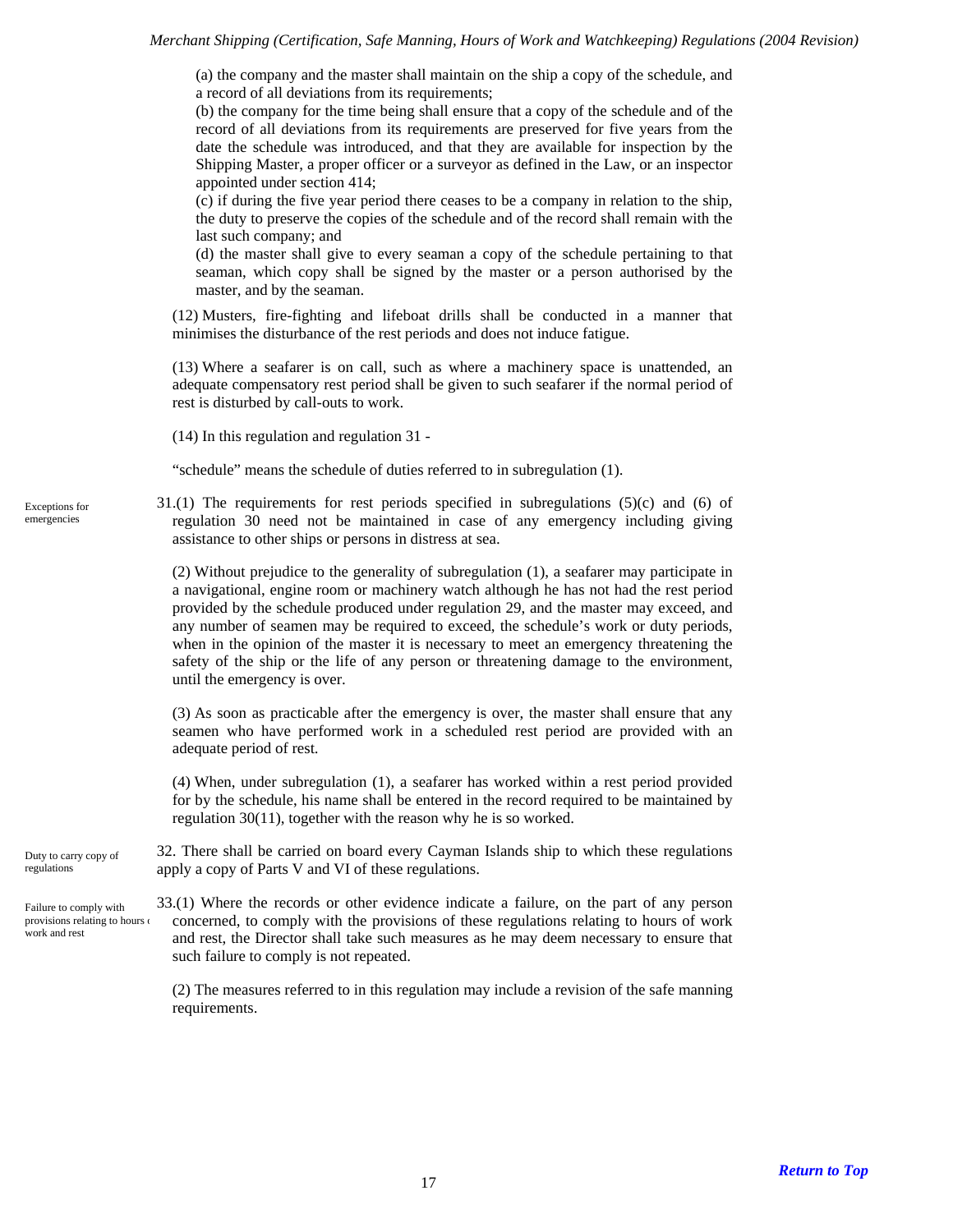(a) the company and the master shall maintain on the ship a copy of the schedule, and a record of all deviations from its requirements;

(b) the company for the time being shall ensure that a copy of the schedule and of the record of all deviations from its requirements are preserved for five years from the date the schedule was introduced, and that they are available for inspection by the Shipping Master, a proper officer or a surveyor as defined in the Law, or an inspector appointed under section 414;

(c) if during the five year period there ceases to be a company in relation to the ship, the duty to preserve the copies of the schedule and of the record shall remain with the last such company; and

(d) the master shall give to every seaman a copy of the schedule pertaining to that seaman, which copy shall be signed by the master or a person authorised by the master, and by the seaman.

(12) Musters, fire-fighting and lifeboat drills shall be conducted in a manner that minimises the disturbance of the rest periods and does not induce fatigue.

(13) Where a seafarer is on call, such as where a machinery space is unattended, an adequate compensatory rest period shall be given to such seafarer if the normal period of rest is disturbed by call-outs to work.

(14) In this regulation and regulation 31 -

"schedule" means the schedule of duties referred to in subregulation (1).

*Exceptions for emergencies*

31.(1) The requirements for rest periods specified in subregulations (5)(c) and (6) of regulation 30 need not be maintained in case of any emergency including giving assistance to other ships or persons in distress at sea.

(2) Without prejudice to the generality of subregulation (1), a seafarer may participate in a navigational, engine room or machinery watch although he has not had the rest period provided by the schedule produced under regulation 29, and the master may exceed, and any number of seamen may be required to exceed, the schedule's work or duty periods, when in the opinion of the master it is necessary to meet an emergency threatening the safety of the ship or the life of any person or threatening damage to the environment, until the emergency is over.

(3) As soon as practicable after the emergency is over, the master shall ensure that any seamen who have performed work in a scheduled rest period are provided with an adequate period of rest.

(4) When, under subregulation (1), a seafarer has worked within a rest period provided for by the schedule, his name shall be entered in the record required to be maintained by regulation 30(11), together with the reason why he is so worked.

*Duty to carry copy of regulations*

32. There shall be carried on board every Cayman Islands ship to which these regulations apply a copy of Parts V and VI of these regulations.

*Failure to comply with provisions relating to hours of work and rest*

33.(1) Where the records or other evidence indicate a failure, on the part of any person concerned, to comply with the provisions of these regulations relating to hours of work and rest, the Director shall take such measures as he may deem necessary to ensure that such failure to comply is not repeated.

(2) The measures referred to in this regulation may include a revision of the safe manning requirements.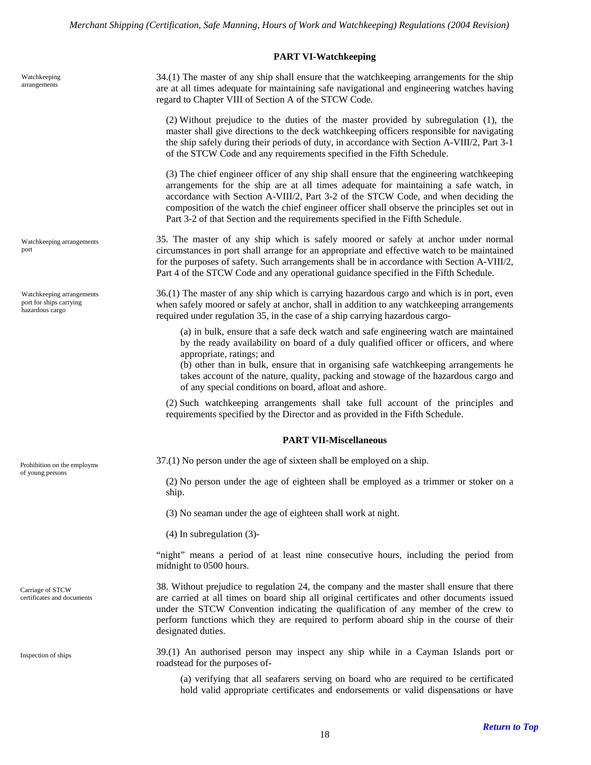## PART VI-Watchkeeping

Watchkeeping arrangements

34.(1) The master of any ship shall ensure that the watchkeeping arrangements for the ship are at all times adequate for maintaining safe navigational and engineering watches having regard to Chapter VIII of Section A of the STCW Code.

(2) Without prejudice to the duties of the master provided by subregulation (1), the master shall give directions to the deck watchkeeping officers responsible for navigating the ship safely during their periods of duty, in accordance with Section A-VIII/2, Part 3-1 of the STCW Code and any requirements specified in the Fifth Schedule.

(3) The chief engineer officer of any ship shall ensure that the engineering watchkeeping arrangements for the ship are at all times adequate for maintaining a safe watch, in accordance with Section A-VIII/2, Part 3-2 of the STCW Code, and when deciding the composition of the watch the chief engineer officer shall observe the principles set out in Part 3-2 of that Section and the requirements specified in the Fifth Schedule.

Watchkeeping arrangements port

35. The master of any ship which is safely moored or safely at anchor under normal circumstances in port shall arrange for an appropriate and effective watch to be maintained for the purposes of safety. Such arrangements shall be in accordance with Section A-VIII/2, Part 4 of the STCW Code and any operational guidance specified in the Fifth Schedule.

Watchkeeping arrangements port for ships carrying hazardous cargo

36.(1) The master of any ship which is carrying hazardous cargo and which is in port, even when safely moored or safely at anchor, shall in addition to any watchkeeping arrangements required under regulation 35, in the case of a ship carrying hazardous cargo-

(a) in bulk, ensure that a safe deck watch and safe engineering watch are maintained by the ready availability on board of a duly qualified officer or officers, and where appropriate, ratings; and

(b) other than in bulk, ensure that in organising safe watchkeeping arrangements he takes account of the nature, quality, packing and stowage of the hazardous cargo and of any special conditions on board, afloat and ashore.

(2) Such watchkeeping arrangements shall take full account of the principles and requirements specified by the Director and as provided in the Fifth Schedule.

## PART VII-Miscellaneous

Prohibition on the employment of young persons

37.(1) No person under the age of sixteen shall be employed on a ship.

(2) No person under the age of eighteen shall be employed as a trimmer or stoker on a ship.

(3) No seaman under the age of eighteen shall work at night.

(4) In subregulation (3)-

"night" means a period of at least nine consecutive hours, including the period from midnight to 0500 hours.

Carriage of STCW certificates and documents

38. Without prejudice to regulation 24, the company and the master shall ensure that there are carried at all times on board ship all original certificates and other documents issued under the STCW Convention indicating the qualification of any member of the crew to perform functions which they are required to perform aboard ship in the course of their designated duties.

Inspection of ships

39.(1) An authorised person may inspect any ship while in a Cayman Islands port or roadstead for the purposes of-

(a) verifying that all seafarers serving on board who are required to be certificated hold valid appropriate certificates and endorsements or valid dispensations or have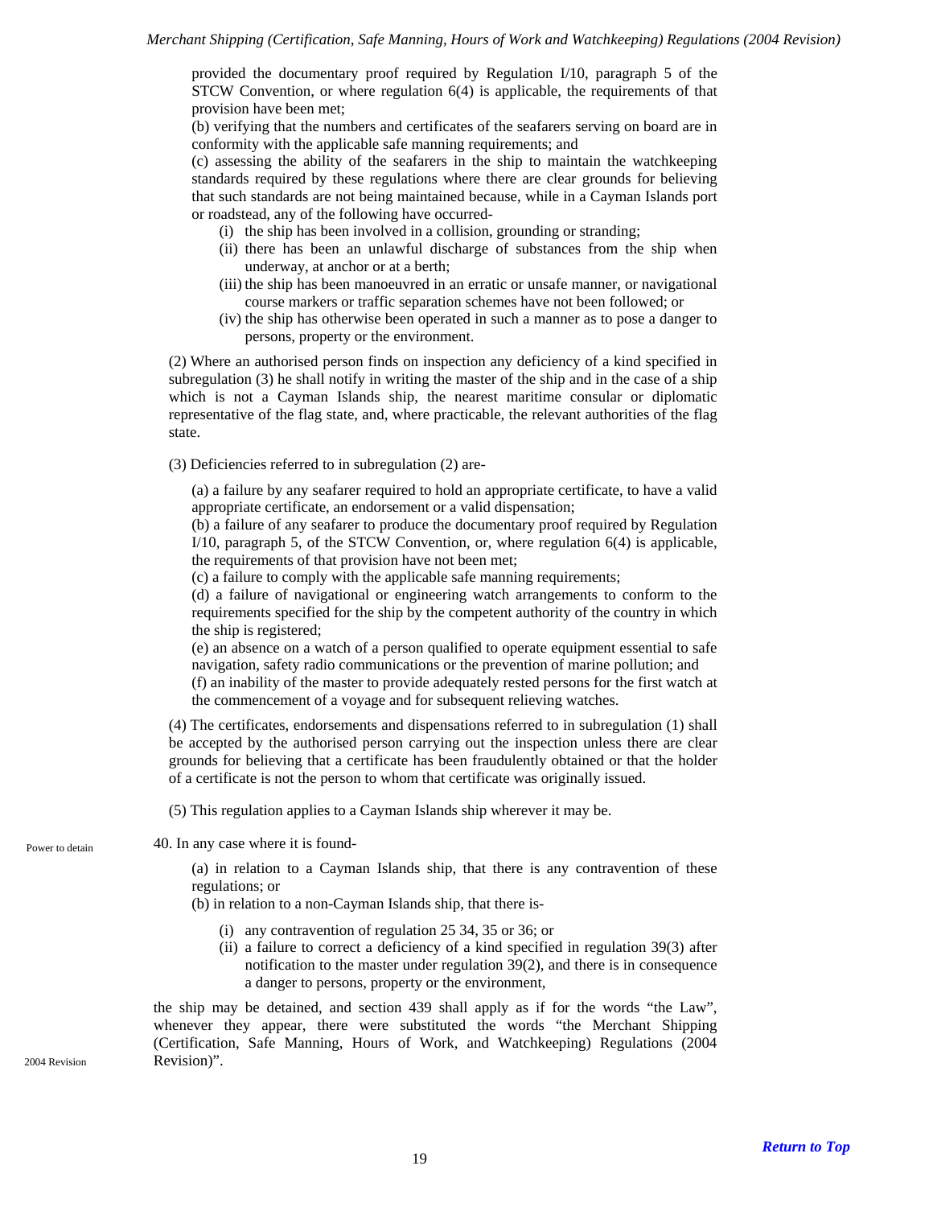provided the documentary proof required by Regulation I/10, paragraph 5 of the STCW Convention, or where regulation 6(4) is applicable, the requirements of that provision have been met;

(b) verifying that the numbers and certificates of the seafarers serving on board are in conformity with the applicable safe manning requirements; and

(c) assessing the ability of the seafarers in the ship to maintain the watchkeeping standards required by these regulations where there are clear grounds for believing that such standards are not being maintained because, while in a Cayman Islands port or roadstead, any of the following have occurred-

- (i) the ship has been involved in a collision, grounding or stranding;
- (ii) there has been an unlawful discharge of substances from the ship when underway, at anchor or at a berth;
- (iii) the ship has been manoeuvred in an erratic or unsafe manner, or navigational course markers or traffic separation schemes have not been followed; or
- (iv) the ship has otherwise been operated in such a manner as to pose a danger to persons, property or the environment.

(2) Where an authorised person finds on inspection any deficiency of a kind specified in subregulation (3) he shall notify in writing the master of the ship and in the case of a ship which is not a Cayman Islands ship, the nearest maritime consular or diplomatic representative of the flag state, and, where practicable, the relevant authorities of the flag state.

(3) Deficiencies referred to in subregulation (2) are-

(a) a failure by any seafarer required to hold an appropriate certificate, to have a valid appropriate certificate, an endorsement or a valid dispensation;

(b) a failure of any seafarer to produce the documentary proof required by Regulation I/10, paragraph 5, of the STCW Convention, or, where regulation 6(4) is applicable, the requirements of that provision have not been met;

(c) a failure to comply with the applicable safe manning requirements;

(d) a failure of navigational or engineering watch arrangements to conform to the requirements specified for the ship by the competent authority of the country in which the ship is registered;

(e) an absence on a watch of a person qualified to operate equipment essential to safe navigation, safety radio communications or the prevention of marine pollution; and

(f) an inability of the master to provide adequately rested persons for the first watch at the commencement of a voyage and for subsequent relieving watches.

(4) The certificates, endorsements and dispensations referred to in subregulation (1) shall be accepted by the authorised person carrying out the inspection unless there are clear grounds for believing that a certificate has been fraudulently obtained or that the holder of a certificate is not the person to whom that certificate was originally issued.

(5) This regulation applies to a Cayman Islands ship wherever it may be.

Power to detain

40. In any case where it is found-

(a) in relation to a Cayman Islands ship, that there is any contravention of these regulations; or

(b) in relation to a non-Cayman Islands ship, that there is-

- (i) any contravention of regulation 25 34, 35 or 36; or
- (ii) a failure to correct a deficiency of a kind specified in regulation 39(3) after notification to the master under regulation 39(2), and there is in consequence a danger to persons, property or the environment,

the ship may be detained, and section 439 shall apply as if for the words "the Law", whenever they appear, there were substituted the words "the Merchant Shipping (Certification, Safe Manning, Hours of Work, and Watchkeeping) Regulations (2004 Revision)".

2004 Revision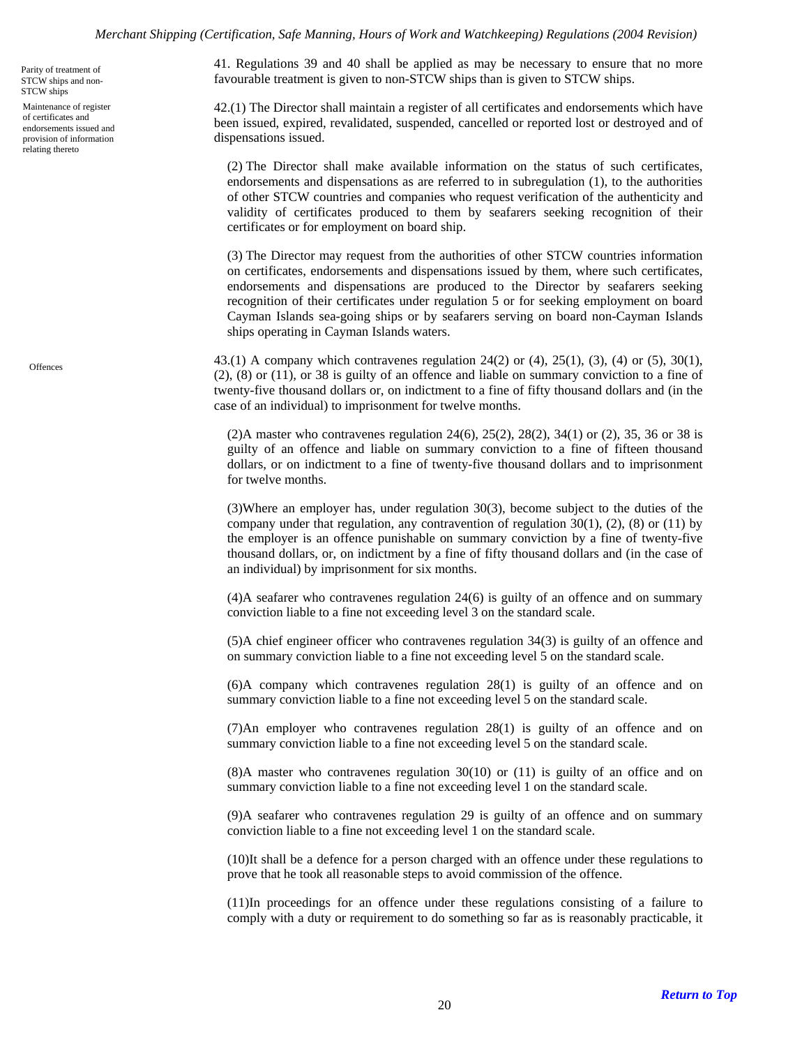Parity of treatment of STCW ships and non-STCW ships

41. Regulations 39 and 40 shall be applied as may be necessary to ensure that no more favourable treatment is given to non-STCW ships than is given to STCW ships.

Maintenance of register of certificates and endorsements issued and provision of information relating thereto

42.(1) The Director shall maintain a register of all certificates and endorsements which have been issued, expired, revalidated, suspended, cancelled or reported lost or destroyed and of dispensations issued.

(2) The Director shall make available information on the status of such certificates, endorsements and dispensations as are referred to in subregulation (1), to the authorities of other STCW countries and companies who request verification of the authenticity and validity of certificates produced to them by seafarers seeking recognition of their certificates or for employment on board ship.

(3) The Director may request from the authorities of other STCW countries information on certificates, endorsements and dispensations issued by them, where such certificates, endorsements and dispensations are produced to the Director by seafarers seeking recognition of their certificates under regulation 5 or for seeking employment on board Cayman Islands sea-going ships or by seafarers serving on board non-Cayman Islands ships operating in Cayman Islands waters.

Offences

43.(1) A company which contravenes regulation 24(2) or (4), 25(1), (3), (4) or (5), 30(1), (2), (8) or (11), or 38 is guilty of an offence and liable on summary conviction to a fine of twenty-five thousand dollars or, on indictment to a fine of fifty thousand dollars and (in the case of an individual) to imprisonment for twelve months.

(2)A master who contravenes regulation 24(6), 25(2), 28(2), 34(1) or (2), 35, 36 or 38 is guilty of an offence and liable on summary conviction to a fine of fifteen thousand dollars, or on indictment to a fine of twenty-five thousand dollars and to imprisonment for twelve months.

(3)Where an employer has, under regulation 30(3), become subject to the duties of the company under that regulation, any contravention of regulation 30(1), (2), (8) or (11) by the employer is an offence punishable on summary conviction by a fine of twenty-five thousand dollars, or, on indictment by a fine of fifty thousand dollars and (in the case of an individual) by imprisonment for six months.

(4)A seafarer who contravenes regulation 24(6) is guilty of an offence and on summary conviction liable to a fine not exceeding level 3 on the standard scale.

(5)A chief engineer officer who contravenes regulation 34(3) is guilty of an offence and on summary conviction liable to a fine not exceeding level 5 on the standard scale.

(6)A company which contravenes regulation 28(1) is guilty of an offence and on summary conviction liable to a fine not exceeding level 5 on the standard scale.

(7)An employer who contravenes regulation 28(1) is guilty of an offence and on summary conviction liable to a fine not exceeding level 5 on the standard scale.

(8)A master who contravenes regulation 30(10) or (11) is guilty of an office and on summary conviction liable to a fine not exceeding level 1 on the standard scale.

(9)A seafarer who contravenes regulation 29 is guilty of an offence and on summary conviction liable to a fine not exceeding level 1 on the standard scale.

(10)It shall be a defence for a person charged with an offence under these regulations to prove that he took all reasonable steps to avoid commission of the offence.

(11)In proceedings for an offence under these regulations consisting of a failure to comply with a duty or requirement to do something so far as is reasonably practicable, it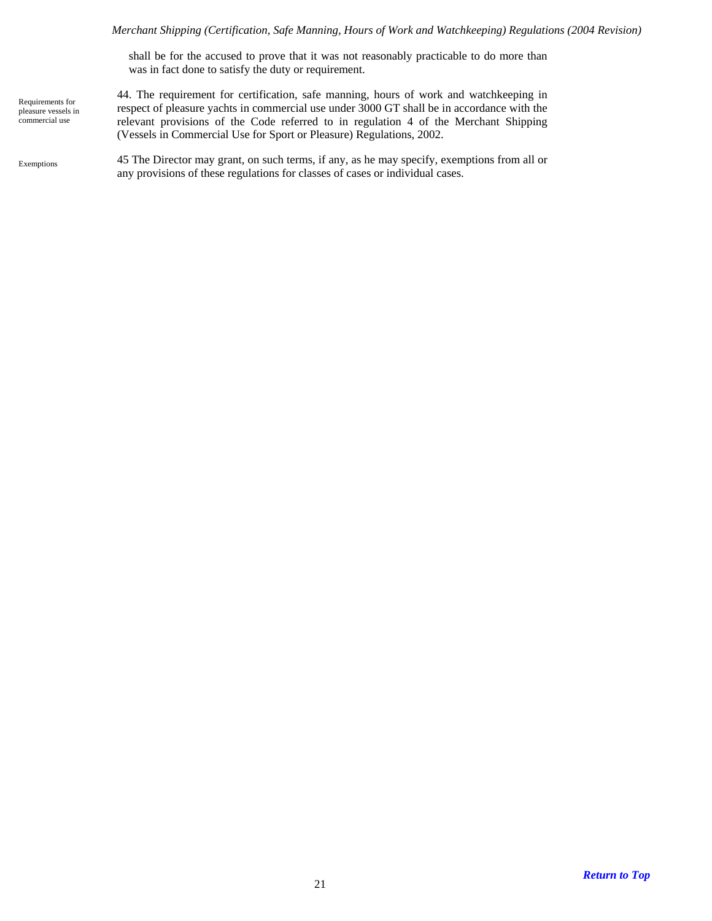shall be for the accused to prove that it was not reasonably practicable to do more than was in fact done to satisfy the duty or requirement.

*Requirements for pleasure vessels in commercial use*

44. The requirement for certification, safe manning, hours of work and watchkeeping in respect of pleasure yachts in commercial use under 3000 GT shall be in accordance with the relevant provisions of the Code referred to in regulation 4 of the Merchant Shipping (Vessels in Commercial Use for Sport or Pleasure) Regulations, 2002.

*Exemptions*

45 The Director may grant, on such terms, if any, as he may specify, exemptions from all or any provisions of these regulations for classes of cases or individual cases.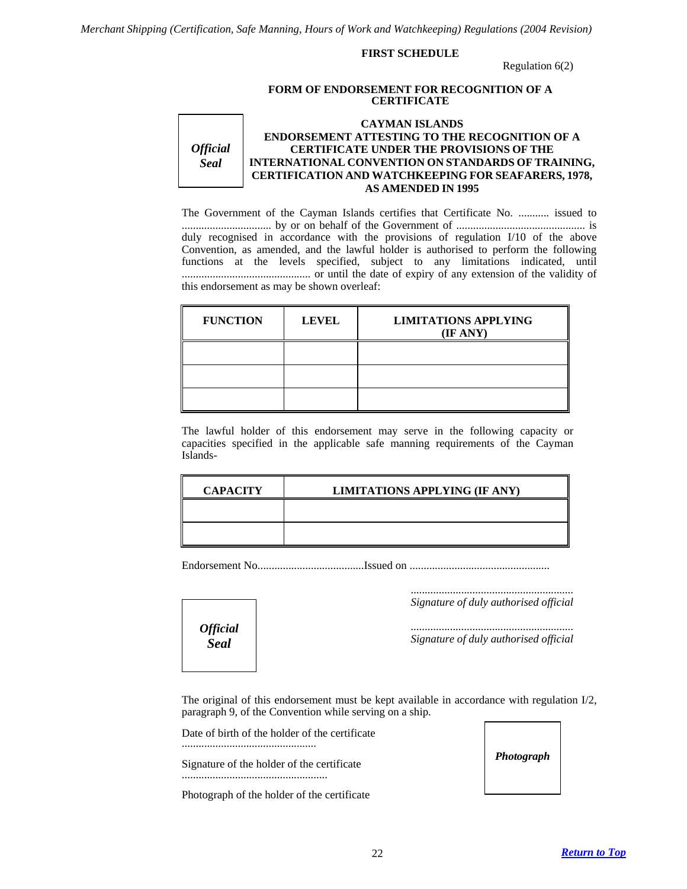**FIRST SCHEDULE**

Regulation 6(2)

**FORM OF ENDORSEMENT FOR RECOGNITION OF A CERTIFICATE**

*Official Seal*

**CAYMAN ISLANDS**
**ENDORSEMENT ATTESTING TO THE RECOGNITION OF A CERTIFICATE UNDER THE PROVISIONS OF THE INTERNATIONAL CONVENTION ON STANDARDS OF TRAINING, CERTIFICATION AND WATCHKEEPING FOR SEAFARERS, 1978, AS AMENDED IN 1995**

The Government of the Cayman Islands certifies that Certificate No. ........... issued to ................................ by or on behalf of the Government of ............................................. is duly recognised in accordance with the provisions of regulation I/10 of the above Convention, as amended, and the lawful holder is authorised to perform the following functions at the levels specified, subject to any limitations indicated, until ............................................. or until the date of expiry of any extension of the validity of this endorsement as may be shown overleaf:

| FUNCTION | LEVEL | LIMITATIONS APPLYING (IF ANY) |
|---|---|---|
| | | |
| | | |
| | | |

The lawful holder of this endorsement may serve in the following capacity or capacities specified in the applicable safe manning requirements of the Cayman Islands-

| CAPACITY | LIMITATIONS APPLYING (IF ANY) |
|---|---|
| | |
| | |

Endorsement No......................................Issued on .................................................

*Official Seal*

.........................................................
*Signature of duly authorised official*

.........................................................
*Signature of duly authorised official*

The original of this endorsement must be kept available in accordance with regulation I/2, paragraph 9, of the Convention while serving on a ship.

Date of birth of the holder of the certificate ................................................

Signature of the holder of the certificate ....................................................

Photograph of the holder of the certificate

***Photograph***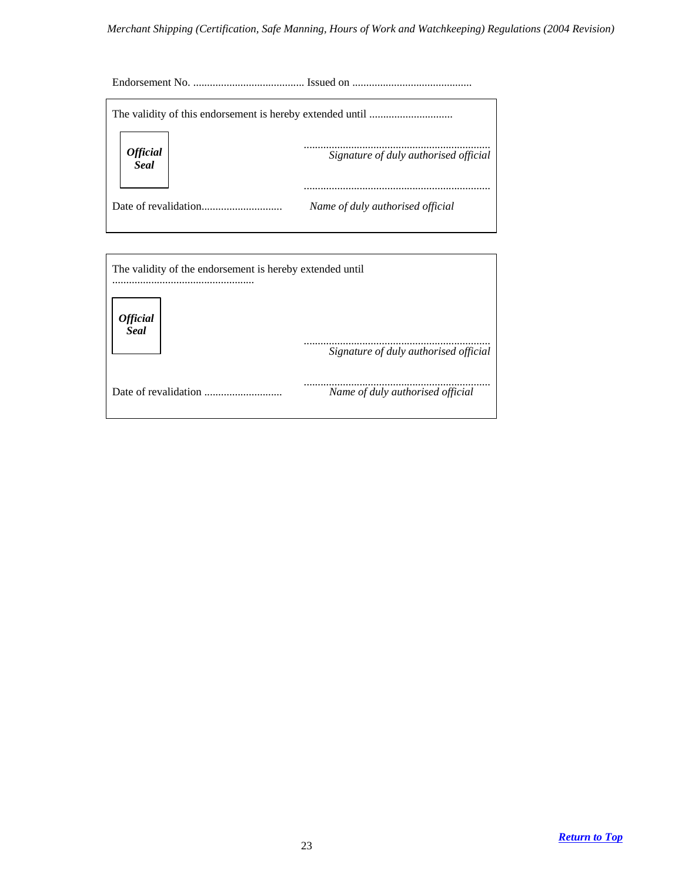Endorsement No. ........................................ Issued on ...........................................

The validity of this endorsement is hereby extended until ..............................

***Official Seal***

...................................................................
*Signature of duly authorised official*

...................................................................
*Name of duly authorised official*

Date of revalidation.............................

---

The validity of the endorsement is hereby extended until
...................................................

***Official Seal***

...................................................................
*Signature of duly authorised official*

...................................................................
*Name of duly authorised official*

Date of revalidation ............................

[***Return to Top***]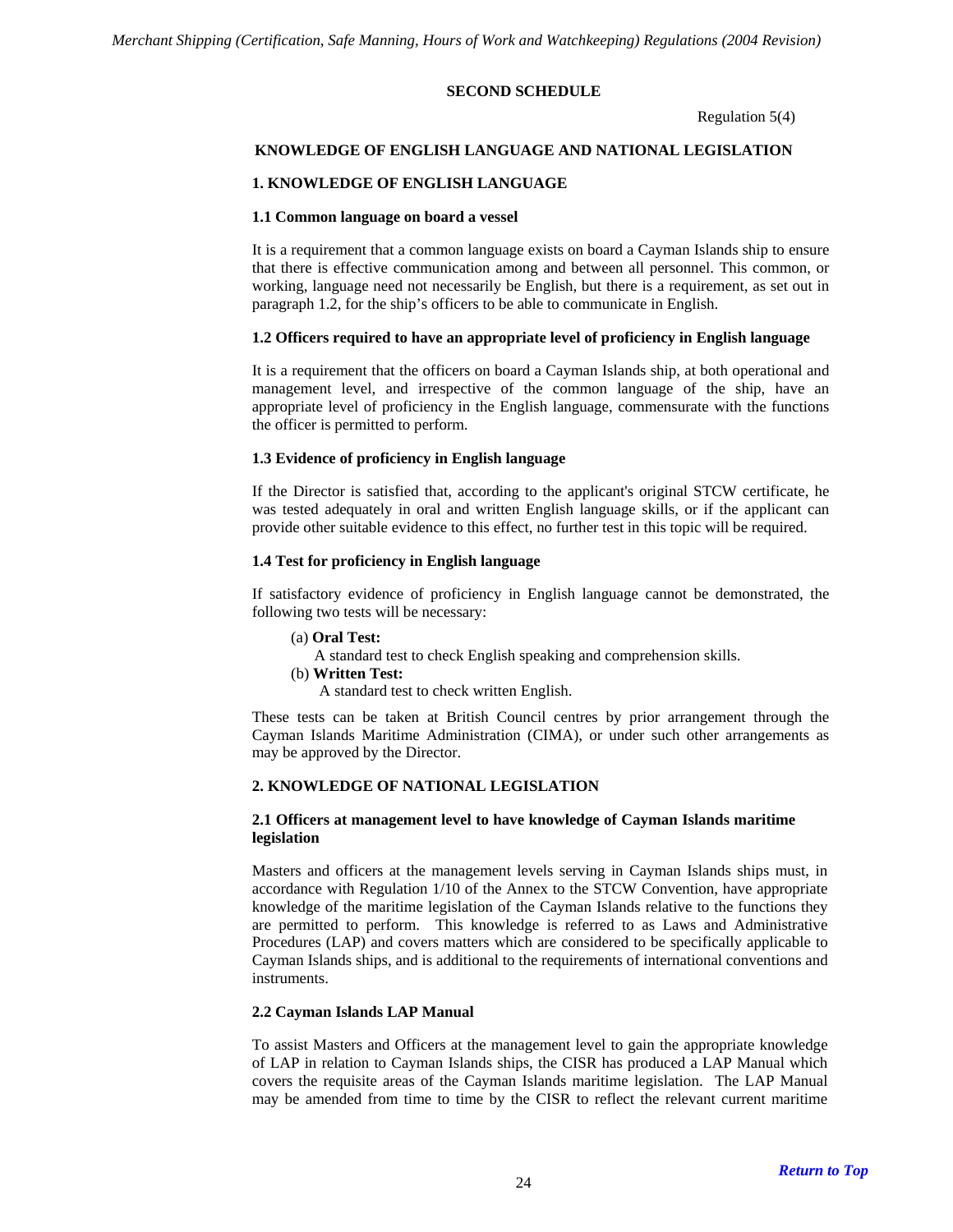## SECOND SCHEDULE

Regulation 5(4)

### KNOWLEDGE OF ENGLISH LANGUAGE AND NATIONAL LEGISLATION

### 1. KNOWLEDGE OF ENGLISH LANGUAGE

#### 1.1 Common language on board a vessel

It is a requirement that a common language exists on board a Cayman Islands ship to ensure that there is effective communication among and between all personnel. This common, or working, language need not necessarily be English, but there is a requirement, as set out in paragraph 1.2, for the ship's officers to be able to communicate in English.

#### 1.2 Officers required to have an appropriate level of proficiency in English language

It is a requirement that the officers on board a Cayman Islands ship, at both operational and management level, and irrespective of the common language of the ship, have an appropriate level of proficiency in the English language, commensurate with the functions the officer is permitted to perform.

#### 1.3 Evidence of proficiency in English language

If the Director is satisfied that, according to the applicant's original STCW certificate, he was tested adequately in oral and written English language skills, or if the applicant can provide other suitable evidence to this effect, no further test in this topic will be required.

#### 1.4 Test for proficiency in English language

If satisfactory evidence of proficiency in English language cannot be demonstrated, the following two tests will be necessary:

(a) **Oral Test:**
A standard test to check English speaking and comprehension skills.

(b) **Written Test:**
A standard test to check written English.

These tests can be taken at British Council centres by prior arrangement through the Cayman Islands Maritime Administration (CIMA), or under such other arrangements as may be approved by the Director.

### 2. KNOWLEDGE OF NATIONAL LEGISLATION

#### 2.1 Officers at management level to have knowledge of Cayman Islands maritime legislation

Masters and officers at the management levels serving in Cayman Islands ships must, in accordance with Regulation 1/10 of the Annex to the STCW Convention, have appropriate knowledge of the maritime legislation of the Cayman Islands relative to the functions they are permitted to perform. This knowledge is referred to as Laws and Administrative Procedures (LAP) and covers matters which are considered to be specifically applicable to Cayman Islands ships, and is additional to the requirements of international conventions and instruments.

#### 2.2 Cayman Islands LAP Manual

To assist Masters and Officers at the management level to gain the appropriate knowledge of LAP in relation to Cayman Islands ships, the CISR has produced a LAP Manual which covers the requisite areas of the Cayman Islands maritime legislation. The LAP Manual may be amended from time to time by the CISR to reflect the relevant current maritime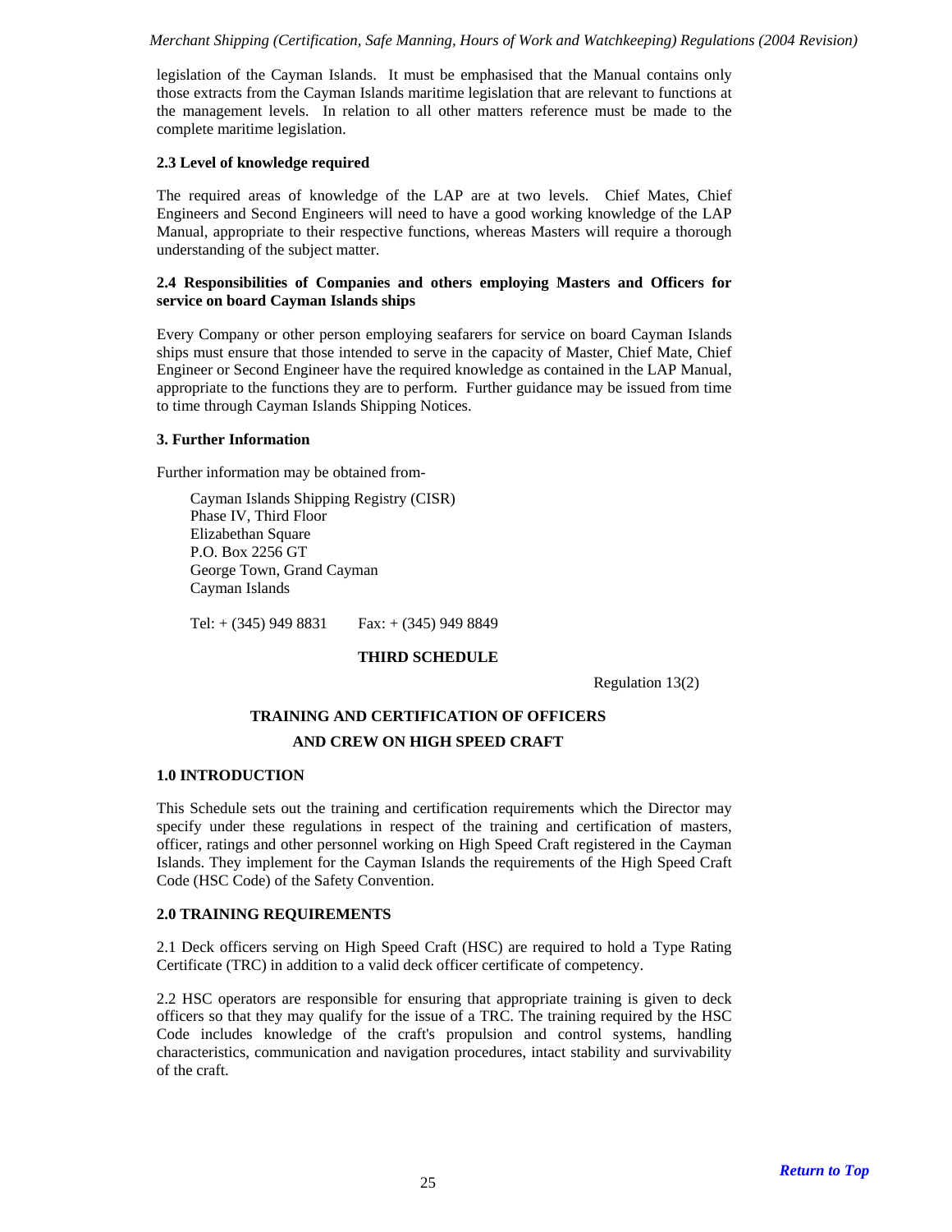legislation of the Cayman Islands. It must be emphasised that the Manual contains only those extracts from the Cayman Islands maritime legislation that are relevant to functions at the management levels. In relation to all other matters reference must be made to the complete maritime legislation.

**2.3 Level of knowledge required**

The required areas of knowledge of the LAP are at two levels. Chief Mates, Chief Engineers and Second Engineers will need to have a good working knowledge of the LAP Manual, appropriate to their respective functions, whereas Masters will require a thorough understanding of the subject matter.

**2.4 Responsibilities of Companies and others employing Masters and Officers for service on board Cayman Islands ships**

Every Company or other person employing seafarers for service on board Cayman Islands ships must ensure that those intended to serve in the capacity of Master, Chief Mate, Chief Engineer or Second Engineer have the required knowledge as contained in the LAP Manual, appropriate to the functions they are to perform. Further guidance may be issued from time to time through Cayman Islands Shipping Notices.

**3. Further Information**

Further information may be obtained from-

Cayman Islands Shipping Registry (CISR)
Phase IV, Third Floor
Elizabethan Square
P.O. Box 2256 GT
George Town, Grand Cayman
Cayman Islands

Tel: + (345) 949 8831 Fax: + (345) 949 8849

## THIRD SCHEDULE

Regulation 13(2)

## TRAINING AND CERTIFICATION OF OFFICERS AND CREW ON HIGH SPEED CRAFT

**1.0 INTRODUCTION**

This Schedule sets out the training and certification requirements which the Director may specify under these regulations in respect of the training and certification of masters, officer, ratings and other personnel working on High Speed Craft registered in the Cayman Islands. They implement for the Cayman Islands the requirements of the High Speed Craft Code (HSC Code) of the Safety Convention.

**2.0 TRAINING REQUIREMENTS**

2.1 Deck officers serving on High Speed Craft (HSC) are required to hold a Type Rating Certificate (TRC) in addition to a valid deck officer certificate of competency.

2.2 HSC operators are responsible for ensuring that appropriate training is given to deck officers so that they may qualify for the issue of a TRC. The training required by the HSC Code includes knowledge of the craft's propulsion and control systems, handling characteristics, communication and navigation procedures, intact stability and survivability of the craft.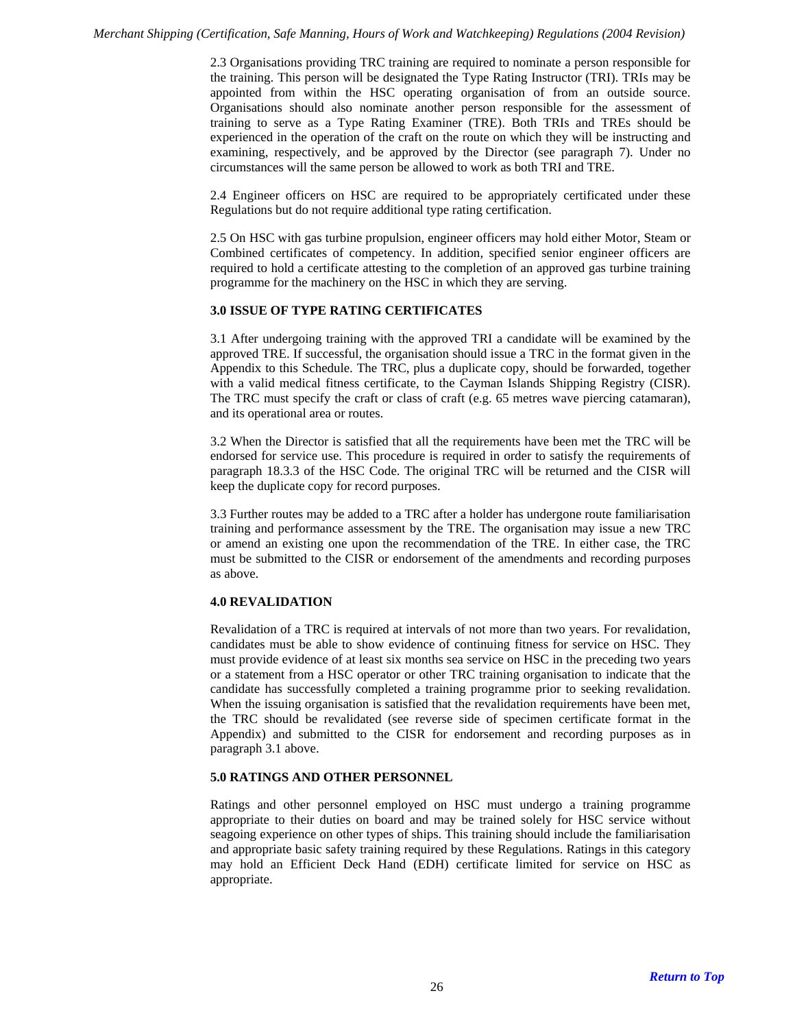2.3 Organisations providing TRC training are required to nominate a person responsible for the training. This person will be designated the Type Rating Instructor (TRI). TRIs may be appointed from within the HSC operating organisation of from an outside source. Organisations should also nominate another person responsible for the assessment of training to serve as a Type Rating Examiner (TRE). Both TRIs and TREs should be experienced in the operation of the craft on the route on which they will be instructing and examining, respectively, and be approved by the Director (see paragraph 7). Under no circumstances will the same person be allowed to work as both TRI and TRE.

2.4 Engineer officers on HSC are required to be appropriately certificated under these Regulations but do not require additional type rating certification.

2.5 On HSC with gas turbine propulsion, engineer officers may hold either Motor, Steam or Combined certificates of competency. In addition, specified senior engineer officers are required to hold a certificate attesting to the completion of an approved gas turbine training programme for the machinery on the HSC in which they are serving.

### 3.0 ISSUE OF TYPE RATING CERTIFICATES

3.1 After undergoing training with the approved TRI a candidate will be examined by the approved TRE. If successful, the organisation should issue a TRC in the format given in the Appendix to this Schedule. The TRC, plus a duplicate copy, should be forwarded, together with a valid medical fitness certificate, to the Cayman Islands Shipping Registry (CISR). The TRC must specify the craft or class of craft (e.g. 65 metres wave piercing catamaran), and its operational area or routes.

3.2 When the Director is satisfied that all the requirements have been met the TRC will be endorsed for service use. This procedure is required in order to satisfy the requirements of paragraph 18.3.3 of the HSC Code. The original TRC will be returned and the CISR will keep the duplicate copy for record purposes.

3.3 Further routes may be added to a TRC after a holder has undergone route familiarisation training and performance assessment by the TRE. The organisation may issue a new TRC or amend an existing one upon the recommendation of the TRE. In either case, the TRC must be submitted to the CISR or endorsement of the amendments and recording purposes as above.

### 4.0 REVALIDATION

Revalidation of a TRC is required at intervals of not more than two years. For revalidation, candidates must be able to show evidence of continuing fitness for service on HSC. They must provide evidence of at least six months sea service on HSC in the preceding two years or a statement from a HSC operator or other TRC training organisation to indicate that the candidate has successfully completed a training programme prior to seeking revalidation. When the issuing organisation is satisfied that the revalidation requirements have been met, the TRC should be revalidated (see reverse side of specimen certificate format in the Appendix) and submitted to the CISR for endorsement and recording purposes as in paragraph 3.1 above.

### 5.0 RATINGS AND OTHER PERSONNEL

Ratings and other personnel employed on HSC must undergo a training programme appropriate to their duties on board and may be trained solely for HSC service without seagoing experience on other types of ships. This training should include the familiarisation and appropriate basic safety training required by these Regulations. Ratings in this category may hold an Efficient Deck Hand (EDH) certificate limited for service on HSC as appropriate.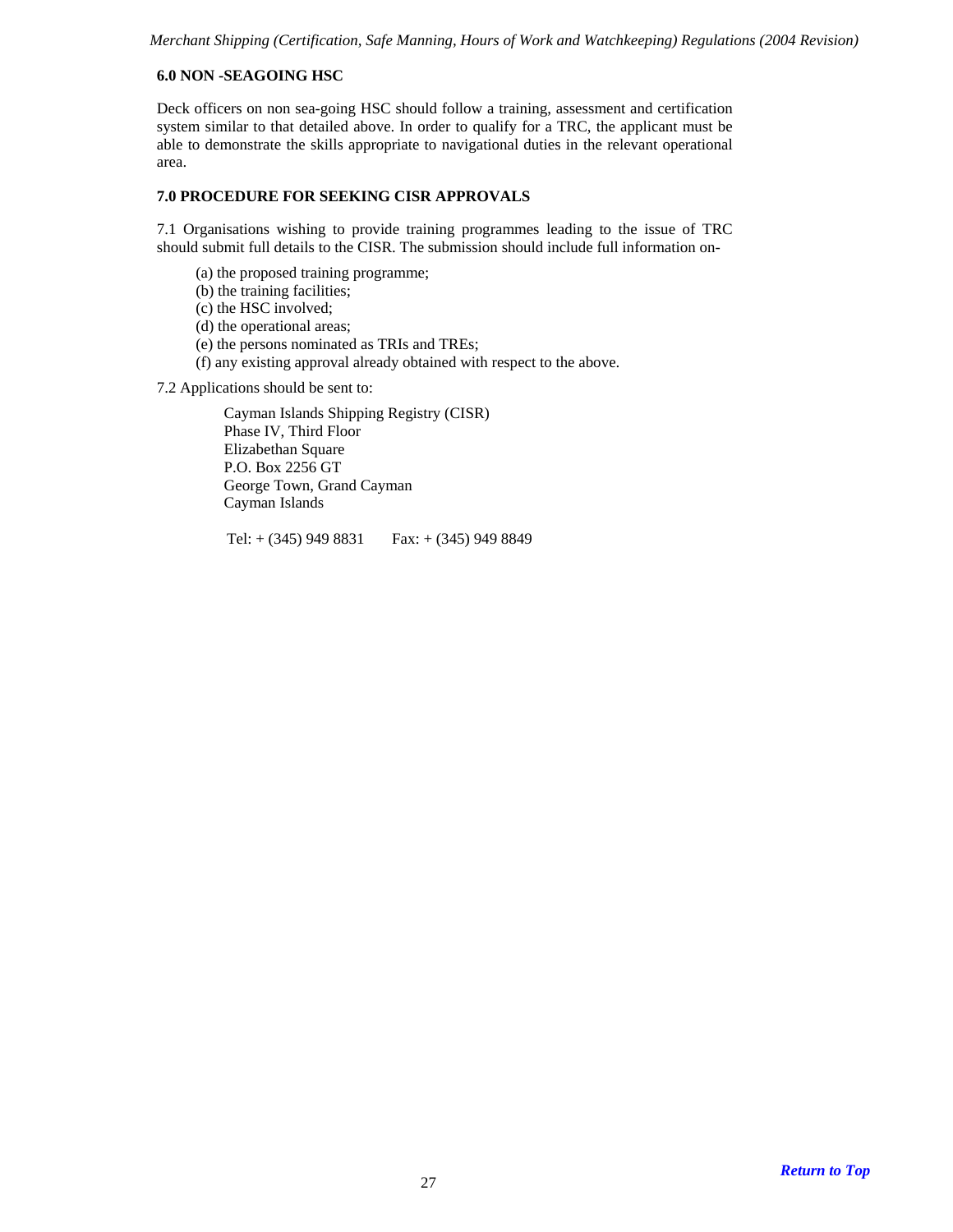## 6.0 NON -SEAGOING HSC

Deck officers on non sea-going HSC should follow a training, assessment and certification system similar to that detailed above. In order to qualify for a TRC, the applicant must be able to demonstrate the skills appropriate to navigational duties in the relevant operational area.

## 7.0 PROCEDURE FOR SEEKING CISR APPROVALS

7.1 Organisations wishing to provide training programmes leading to the issue of TRC should submit full details to the CISR. The submission should include full information on-

(a) the proposed training programme;
(b) the training facilities;
(c) the HSC involved;
(d) the operational areas;
(e) the persons nominated as TRIs and TREs;
(f) any existing approval already obtained with respect to the above.

7.2 Applications should be sent to:

Cayman Islands Shipping Registry (CISR)
Phase IV, Third Floor
Elizabethan Square
P.O. Box 2256 GT
George Town, Grand Cayman
Cayman Islands

Tel: + (345) 949 8831 Fax: + (345) 949 8849

*Return to Top*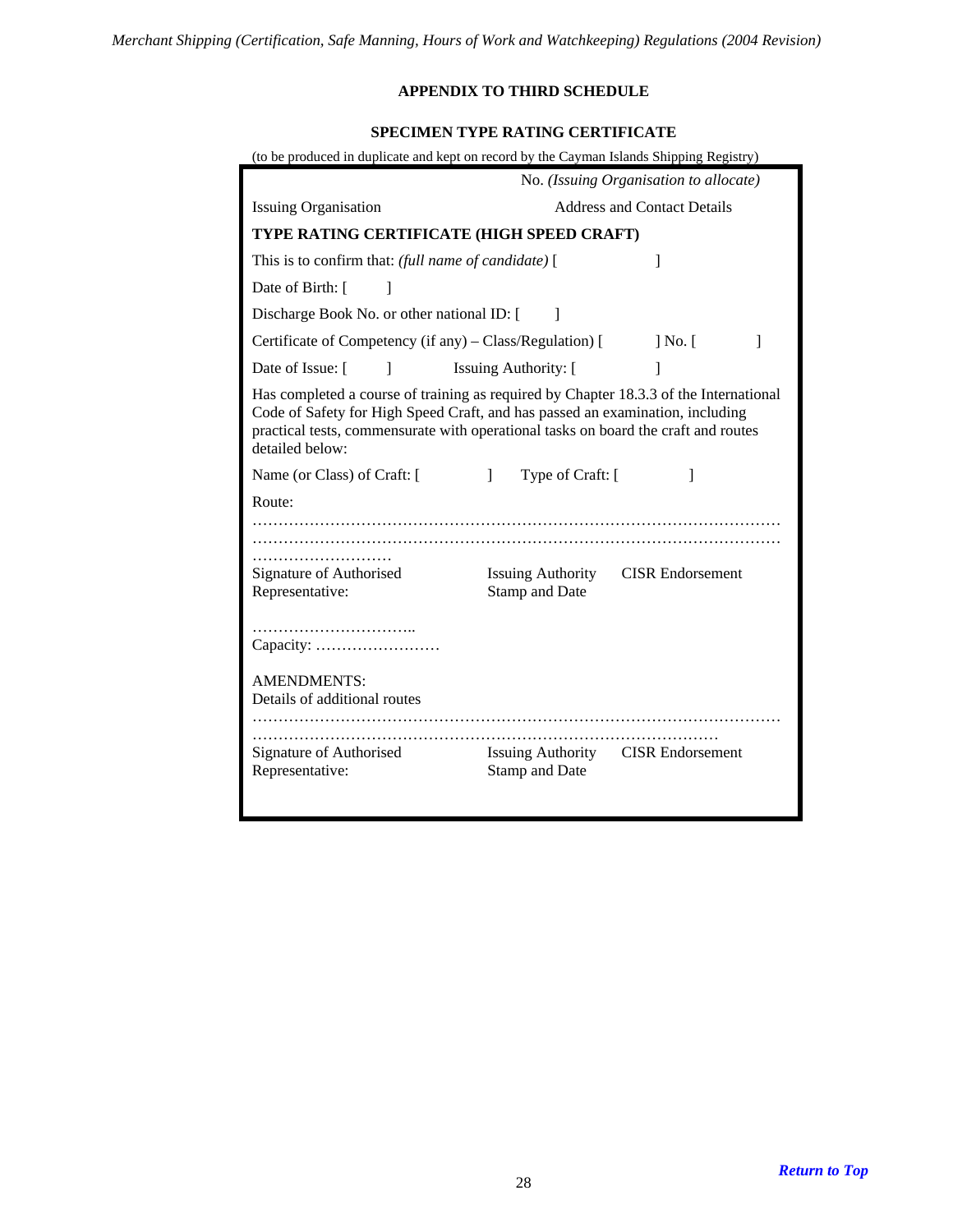**APPENDIX TO THIRD SCHEDULE**

**SPECIMEN TYPE RATING CERTIFICATE**

(to be produced in duplicate and kept on record by the Cayman Islands Shipping Registry)

No. *(Issuing Organisation to allocate)*

Issuing Organisation — Address and Contact Details

**TYPE RATING CERTIFICATE (HIGH SPEED CRAFT)**

This is to confirm that: *(full name of candidate)* [ ]

Date of Birth: [ ]

Discharge Book No. or other national ID: [ ]

Certificate of Competency (if any) – Class/Regulation) [ ] No. [ ]

Date of Issue: [ ] Issuing Authority: [ ]

Has completed a course of training as required by Chapter 18.3.3 of the International Code of Safety for High Speed Craft, and has passed an examination, including practical tests, commensurate with operational tasks on board the craft and routes detailed below:

Name (or Class) of Craft: [ ] Type of Craft: [ ]

Route:

…………………………………………………………………………………………

…………………………………………………………………………………………

………………………

Signature of Authorised Representative: — Issuing Authority Stamp and Date — CISR Endorsement

…………………………..

Capacity: ……………………

AMENDMENTS:

Details of additional routes

…………………………………………………………………………………………

…………………………………………………………………………………

Signature of Authorised Representative: — Issuing Authority Stamp and Date — CISR Endorsement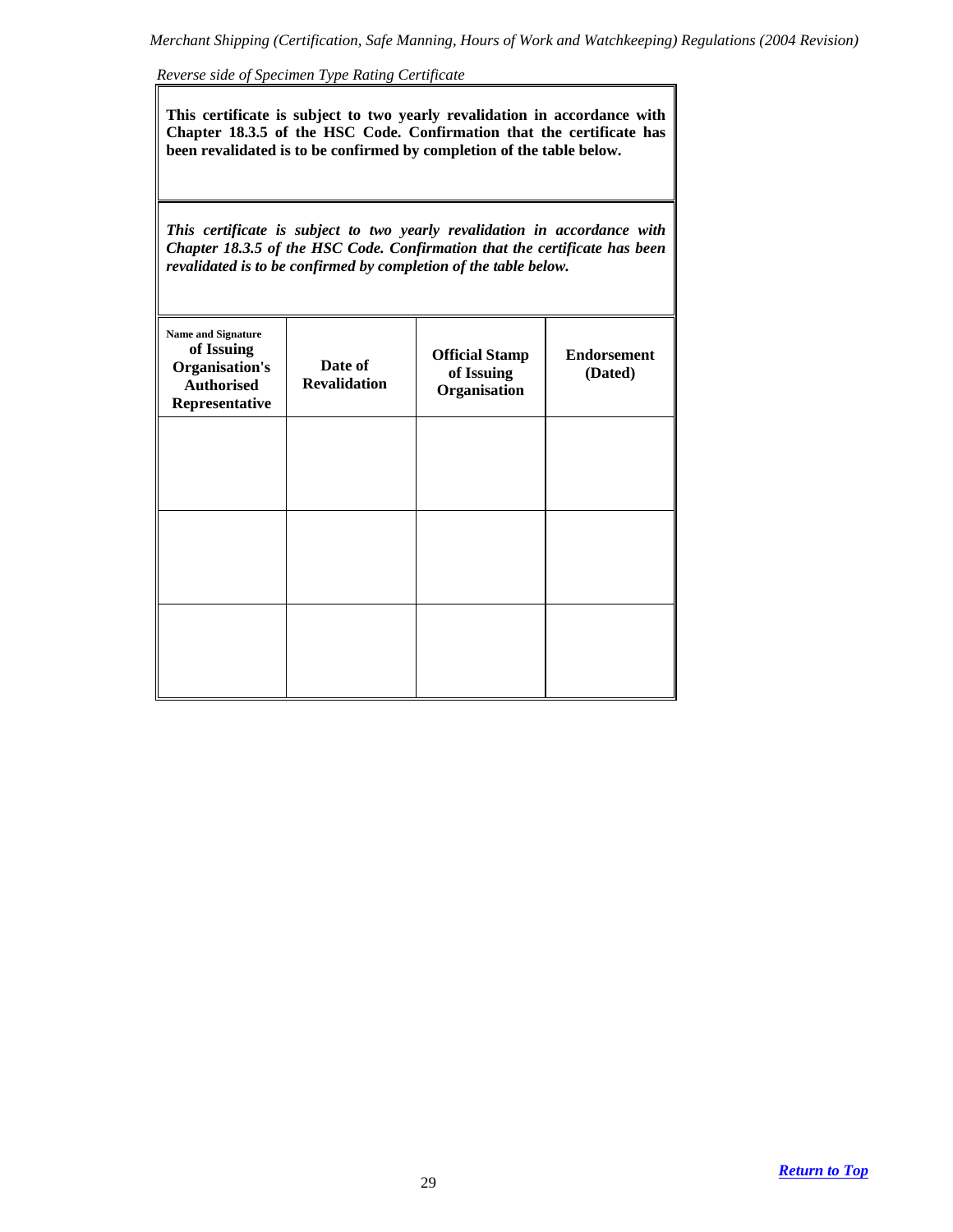*Reverse side of Specimen Type Rating Certificate*

**This certificate is subject to two yearly revalidation in accordance with Chapter 18.3.5 of the HSC Code. Confirmation that the certificate has been revalidated is to be confirmed by completion of the table below.**

***This certificate is subject to two yearly revalidation in accordance with Chapter 18.3.5 of the HSC Code. Confirmation that the certificate has been revalidated is to be confirmed by completion of the table below.***

| Name and Signature of Issuing Organisation's Authorised Representative | Date of Revalidation | Official Stamp of Issuing Organisation | Endorsement (Dated) |
|---|---|---|---|
| | | | |
| | | | |
| | | | |

[Return to Top](#)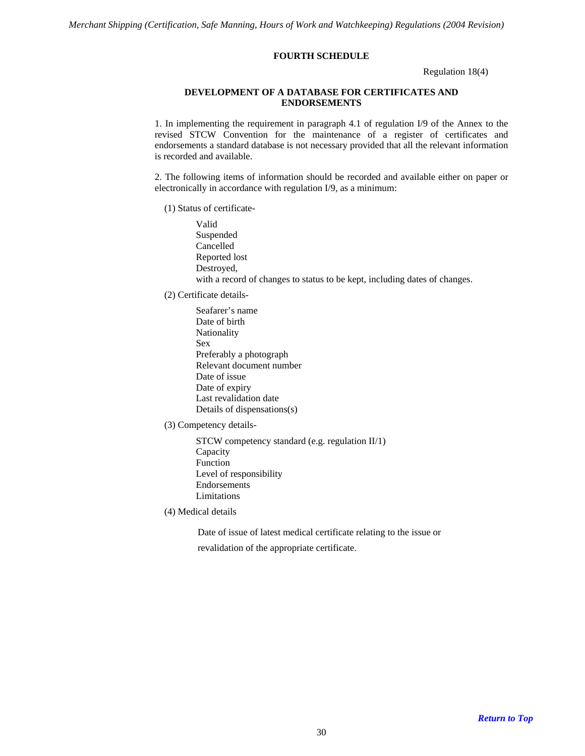## FOURTH SCHEDULE

Regulation 18(4)

### DEVELOPMENT OF A DATABASE FOR CERTIFICATES AND ENDORSEMENTS

1. In implementing the requirement in paragraph 4.1 of regulation I/9 of the Annex to the revised STCW Convention for the maintenance of a register of certificates and endorsements a standard database is not necessary provided that all the relevant information is recorded and available.

2. The following items of information should be recorded and available either on paper or electronically in accordance with regulation I/9, as a minimum:

(1) Status of certificate-

Valid  
Suspended  
Cancelled  
Reported lost  
Destroyed,  
with a record of changes to status to be kept, including dates of changes.

(2) Certificate details-

Seafarer's name  
Date of birth  
Nationality  
Sex  
Preferably a photograph  
Relevant document number  
Date of issue  
Date of expiry  
Last revalidation date  
Details of dispensations(s)

(3) Competency details-

STCW competency standard (e.g. regulation II/1)  
Capacity  
Function  
Level of responsibility  
Endorsements  
Limitations

(4) Medical details

Date of issue of latest medical certificate relating to the issue or revalidation of the appropriate certificate.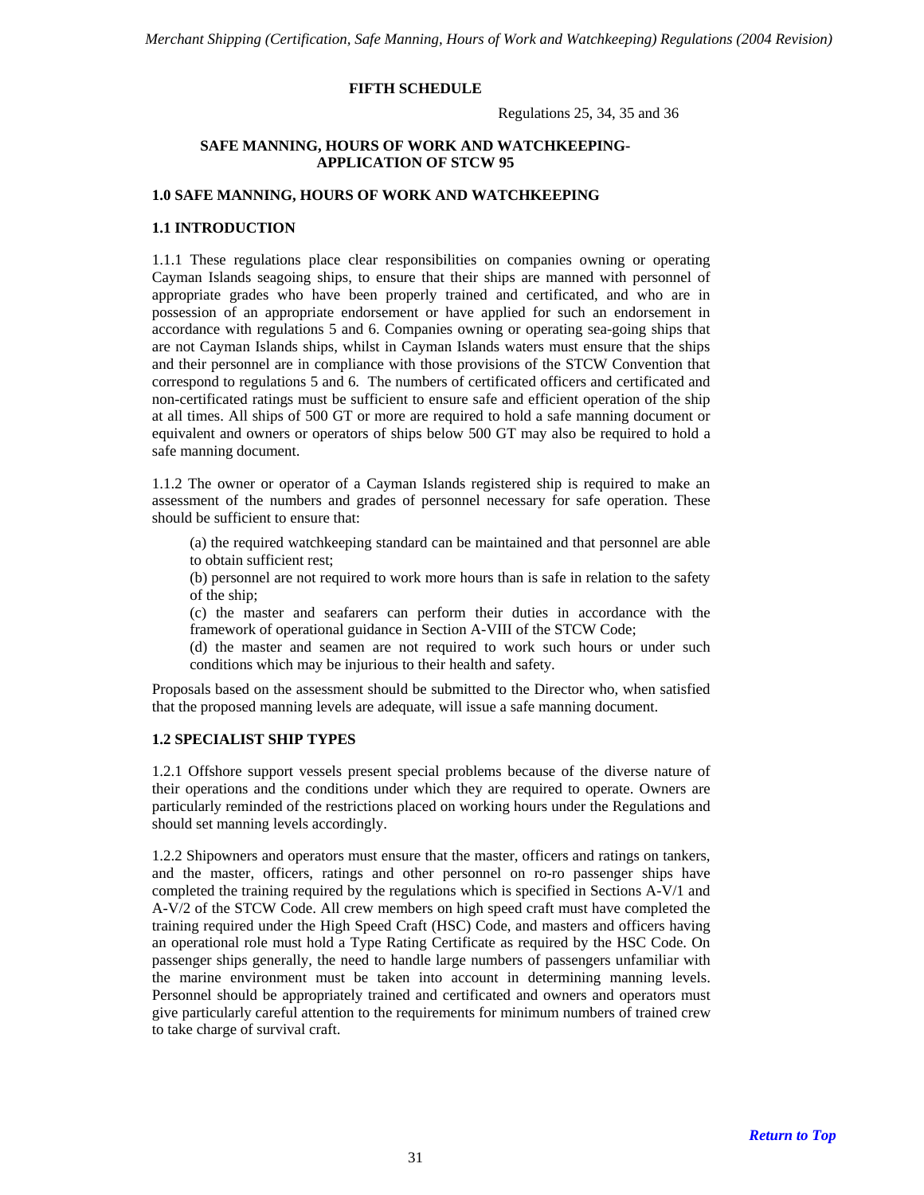## FIFTH SCHEDULE

Regulations 25, 34, 35 and 36

### SAFE MANNING, HOURS OF WORK AND WATCHKEEPING-APPLICATION OF STCW 95

### 1.0 SAFE MANNING, HOURS OF WORK AND WATCHKEEPING

### 1.1 INTRODUCTION

1.1.1 These regulations place clear responsibilities on companies owning or operating Cayman Islands seagoing ships, to ensure that their ships are manned with personnel of appropriate grades who have been properly trained and certificated, and who are in possession of an appropriate endorsement or have applied for such an endorsement in accordance with regulations 5 and 6. Companies owning or operating sea-going ships that are not Cayman Islands ships, whilst in Cayman Islands waters must ensure that the ships and their personnel are in compliance with those provisions of the STCW Convention that correspond to regulations 5 and 6. The numbers of certificated officers and certificated and non-certificated ratings must be sufficient to ensure safe and efficient operation of the ship at all times. All ships of 500 GT or more are required to hold a safe manning document or equivalent and owners or operators of ships below 500 GT may also be required to hold a safe manning document.

1.1.2 The owner or operator of a Cayman Islands registered ship is required to make an assessment of the numbers and grades of personnel necessary for safe operation. These should be sufficient to ensure that:

(a) the required watchkeeping standard can be maintained and that personnel are able to obtain sufficient rest;

(b) personnel are not required to work more hours than is safe in relation to the safety of the ship;

(c) the master and seafarers can perform their duties in accordance with the framework of operational guidance in Section A-VIII of the STCW Code;

(d) the master and seamen are not required to work such hours or under such conditions which may be injurious to their health and safety.

Proposals based on the assessment should be submitted to the Director who, when satisfied that the proposed manning levels are adequate, will issue a safe manning document.

### 1.2 SPECIALIST SHIP TYPES

1.2.1 Offshore support vessels present special problems because of the diverse nature of their operations and the conditions under which they are required to operate. Owners are particularly reminded of the restrictions placed on working hours under the Regulations and should set manning levels accordingly.

1.2.2 Shipowners and operators must ensure that the master, officers and ratings on tankers, and the master, officers, ratings and other personnel on ro-ro passenger ships have completed the training required by the regulations which is specified in Sections A-V/1 and A-V/2 of the STCW Code. All crew members on high speed craft must have completed the training required under the High Speed Craft (HSC) Code, and masters and officers having an operational role must hold a Type Rating Certificate as required by the HSC Code. On passenger ships generally, the need to handle large numbers of passengers unfamiliar with the marine environment must be taken into account in determining manning levels. Personnel should be appropriately trained and certificated and owners and operators must give particularly careful attention to the requirements for minimum numbers of trained crew to take charge of survival craft.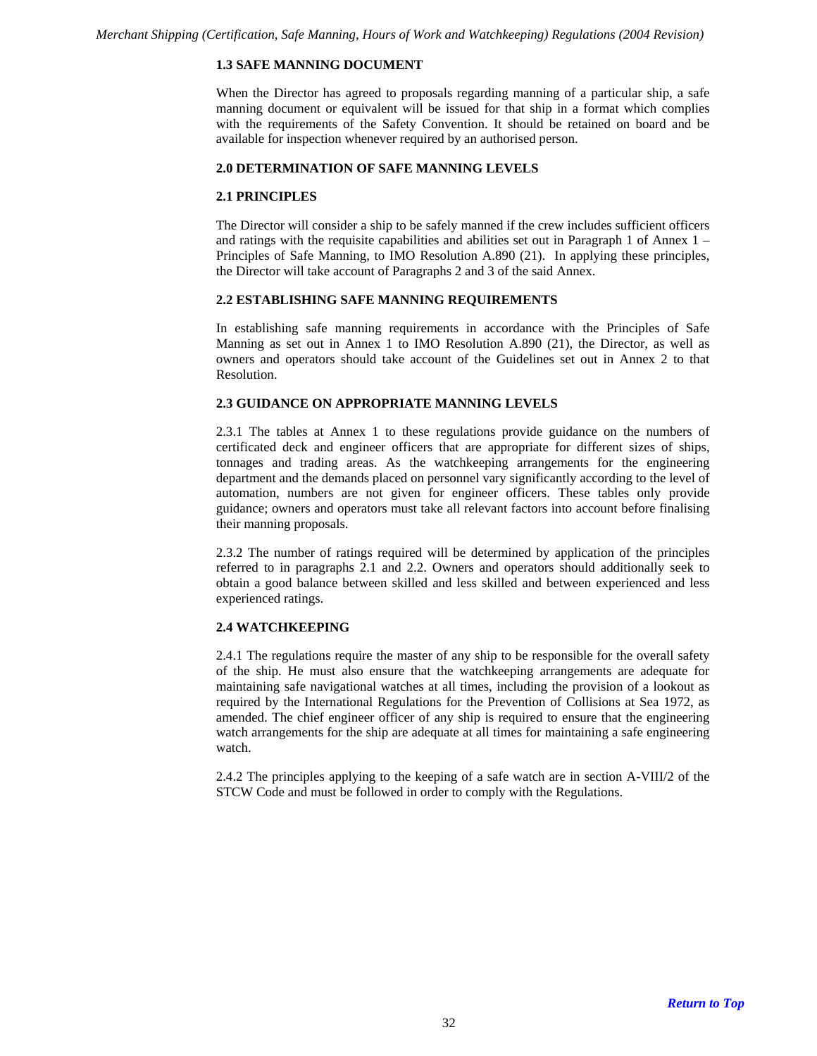### 1.3 SAFE MANNING DOCUMENT

When the Director has agreed to proposals regarding manning of a particular ship, a safe manning document or equivalent will be issued for that ship in a format which complies with the requirements of the Safety Convention. It should be retained on board and be available for inspection whenever required by an authorised person.

## 2.0 DETERMINATION OF SAFE MANNING LEVELS

### 2.1 PRINCIPLES

The Director will consider a ship to be safely manned if the crew includes sufficient officers and ratings with the requisite capabilities and abilities set out in Paragraph 1 of Annex 1 – Principles of Safe Manning, to IMO Resolution A.890 (21). In applying these principles, the Director will take account of Paragraphs 2 and 3 of the said Annex.

### 2.2 ESTABLISHING SAFE MANNING REQUIREMENTS

In establishing safe manning requirements in accordance with the Principles of Safe Manning as set out in Annex 1 to IMO Resolution A.890 (21), the Director, as well as owners and operators should take account of the Guidelines set out in Annex 2 to that Resolution.

### 2.3 GUIDANCE ON APPROPRIATE MANNING LEVELS

2.3.1 The tables at Annex 1 to these regulations provide guidance on the numbers of certificated deck and engineer officers that are appropriate for different sizes of ships, tonnages and trading areas. As the watchkeeping arrangements for the engineering department and the demands placed on personnel vary significantly according to the level of automation, numbers are not given for engineer officers. These tables only provide guidance; owners and operators must take all relevant factors into account before finalising their manning proposals.

2.3.2 The number of ratings required will be determined by application of the principles referred to in paragraphs 2.1 and 2.2. Owners and operators should additionally seek to obtain a good balance between skilled and less skilled and between experienced and less experienced ratings.

### 2.4 WATCHKEEPING

2.4.1 The regulations require the master of any ship to be responsible for the overall safety of the ship. He must also ensure that the watchkeeping arrangements are adequate for maintaining safe navigational watches at all times, including the provision of a lookout as required by the International Regulations for the Prevention of Collisions at Sea 1972, as amended. The chief engineer officer of any ship is required to ensure that the engineering watch arrangements for the ship are adequate at all times for maintaining a safe engineering watch.

2.4.2 The principles applying to the keeping of a safe watch are in section A-VIII/2 of the STCW Code and must be followed in order to comply with the Regulations.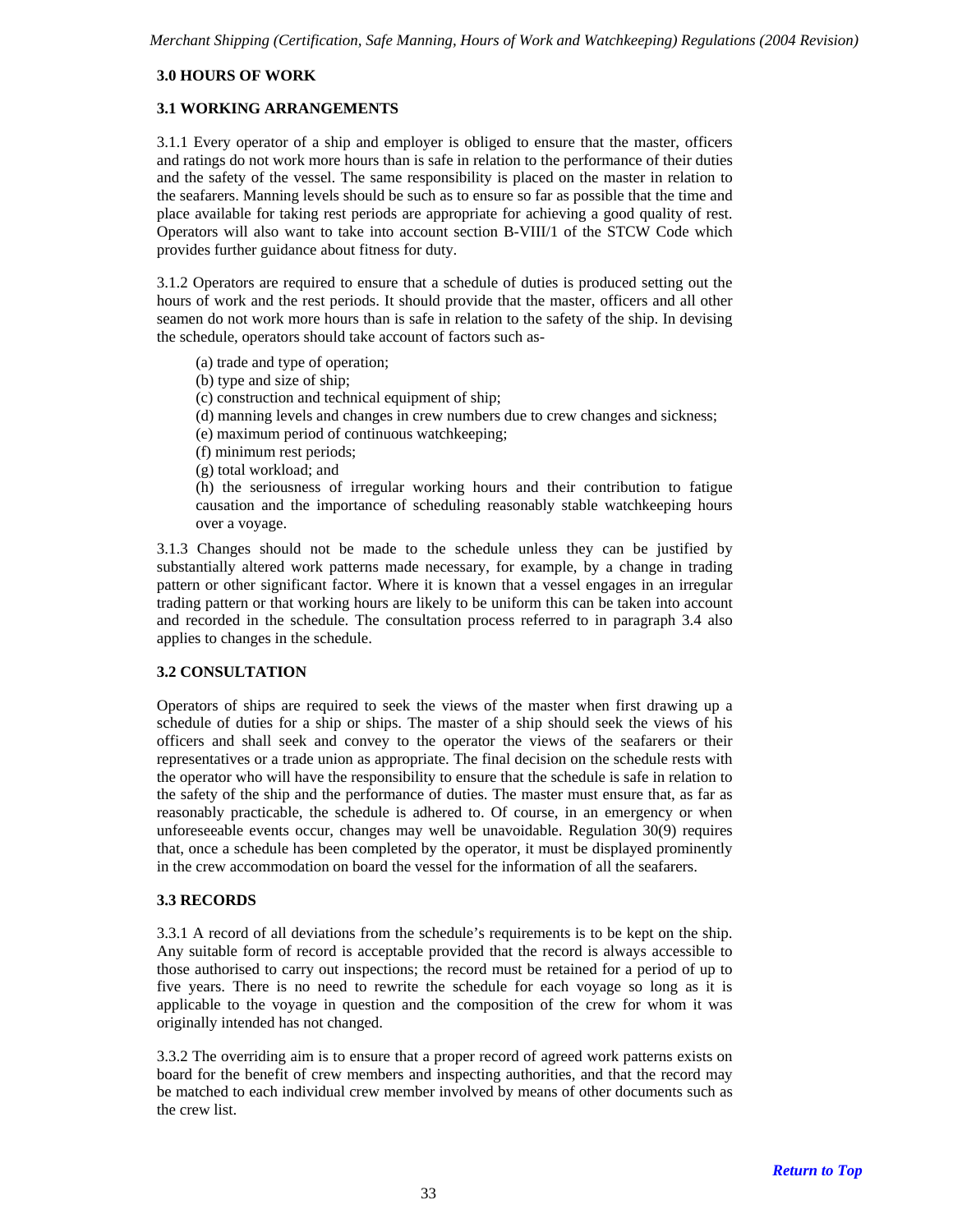## 3.0 HOURS OF WORK

### 3.1 WORKING ARRANGEMENTS

3.1.1 Every operator of a ship and employer is obliged to ensure that the master, officers and ratings do not work more hours than is safe in relation to the performance of their duties and the safety of the vessel. The same responsibility is placed on the master in relation to the seafarers. Manning levels should be such as to ensure so far as possible that the time and place available for taking rest periods are appropriate for achieving a good quality of rest. Operators will also want to take into account section B-VIII/1 of the STCW Code which provides further guidance about fitness for duty.

3.1.2 Operators are required to ensure that a schedule of duties is produced setting out the hours of work and the rest periods. It should provide that the master, officers and all other seamen do not work more hours than is safe in relation to the safety of the ship. In devising the schedule, operators should take account of factors such as-

(a) trade and type of operation;
(b) type and size of ship;
(c) construction and technical equipment of ship;
(d) manning levels and changes in crew numbers due to crew changes and sickness;
(e) maximum period of continuous watchkeeping;
(f) minimum rest periods;
(g) total workload; and
(h) the seriousness of irregular working hours and their contribution to fatigue causation and the importance of scheduling reasonably stable watchkeeping hours over a voyage.

3.1.3 Changes should not be made to the schedule unless they can be justified by substantially altered work patterns made necessary, for example, by a change in trading pattern or other significant factor. Where it is known that a vessel engages in an irregular trading pattern or that working hours are likely to be uniform this can be taken into account and recorded in the schedule. The consultation process referred to in paragraph 3.4 also applies to changes in the schedule.

### 3.2 CONSULTATION

Operators of ships are required to seek the views of the master when first drawing up a schedule of duties for a ship or ships. The master of a ship should seek the views of his officers and shall seek and convey to the operator the views of the seafarers or their representatives or a trade union as appropriate. The final decision on the schedule rests with the operator who will have the responsibility to ensure that the schedule is safe in relation to the safety of the ship and the performance of duties. The master must ensure that, as far as reasonably practicable, the schedule is adhered to. Of course, in an emergency or when unforeseeable events occur, changes may well be unavoidable. Regulation 30(9) requires that, once a schedule has been completed by the operator, it must be displayed prominently in the crew accommodation on board the vessel for the information of all the seafarers.

### 3.3 RECORDS

3.3.1 A record of all deviations from the schedule's requirements is to be kept on the ship. Any suitable form of record is acceptable provided that the record is always accessible to those authorised to carry out inspections; the record must be retained for a period of up to five years. There is no need to rewrite the schedule for each voyage so long as it is applicable to the voyage in question and the composition of the crew for whom it was originally intended has not changed.

3.3.2 The overriding aim is to ensure that a proper record of agreed work patterns exists on board for the benefit of crew members and inspecting authorities, and that the record may be matched to each individual crew member involved by means of other documents such as the crew list.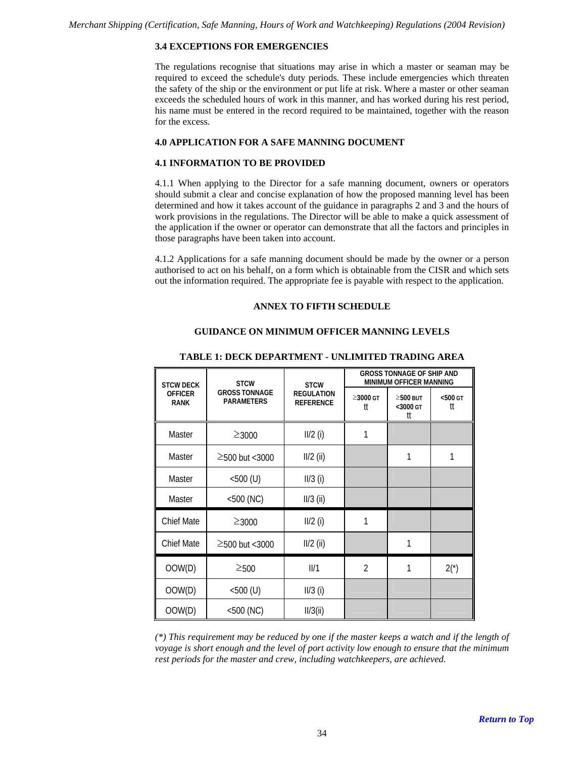### 3.4 EXCEPTIONS FOR EMERGENCIES

The regulations recognise that situations may arise in which a master or seaman may be required to exceed the schedule's duty periods. These include emergencies which threaten the safety of the ship or the environment or put life at risk. Where a master or other seaman exceeds the scheduled hours of work in this manner, and has worked during his rest period, his name must be entered in the record required to be maintained, together with the reason for the excess.

### 4.0 APPLICATION FOR A SAFE MANNING DOCUMENT

### 4.1 INFORMATION TO BE PROVIDED

4.1.1 When applying to the Director for a safe manning document, owners or operators should submit a clear and concise explanation of how the proposed manning level has been determined and how it takes account of the guidance in paragraphs 2 and 3 and the hours of work provisions in the regulations. The Director will be able to make a quick assessment of the application if the owner or operator can demonstrate that all the factors and principles in those paragraphs have been taken into account.

4.1.2 Applications for a safe manning document should be made by the owner or a person authorised to act on his behalf, on a form which is obtainable from the CISR and which sets out the information required. The appropriate fee is payable with respect to the application.

## ANNEX TO FIFTH SCHEDULE

## GUIDANCE ON MINIMUM OFFICER MANNING LEVELS

### TABLE 1: DECK DEPARTMENT - UNLIMITED TRADING AREA

| STCW DECK OFFICER RANK | STCW GROSS TONNAGE PARAMETERS | STCW REGULATION REFERENCE | GROSS TONNAGE OF SHIP AND MINIMUM OFFICER MANNING | | |
|---|---|---|---|---|---|
| | | | ≥3000 GT tt | ≥500 BUT <3000 GT tt | <500 GT tt |
| Master | ≥3000 | II/2 (i) | 1 | | |
| Master | ≥500 but <3000 | II/2 (ii) | | 1 | 1 |
| Master | <500 (U) | II/3 (i) | | | |
| Master | <500 (NC) | II/3 (ii) | | | |
| Chief Mate | ≥3000 | II/2 (i) | 1 | | |
| Chief Mate | ≥500 but <3000 | II/2 (ii) | | 1 | |
| OOW(D) | ≥500 | II/1 | 2 | 1 | 2(*) |
| OOW(D) | <500 (U) | II/3 (i) | | | |
| OOW(D) | <500 (NC) | II/3(ii) | | | |

*(\*) This requirement may be reduced by one if the master keeps a watch and if the length of voyage is short enough and the level of port activity low enough to ensure that the minimum rest periods for the master and crew, including watchkeepers, are achieved.*

*Return to Top*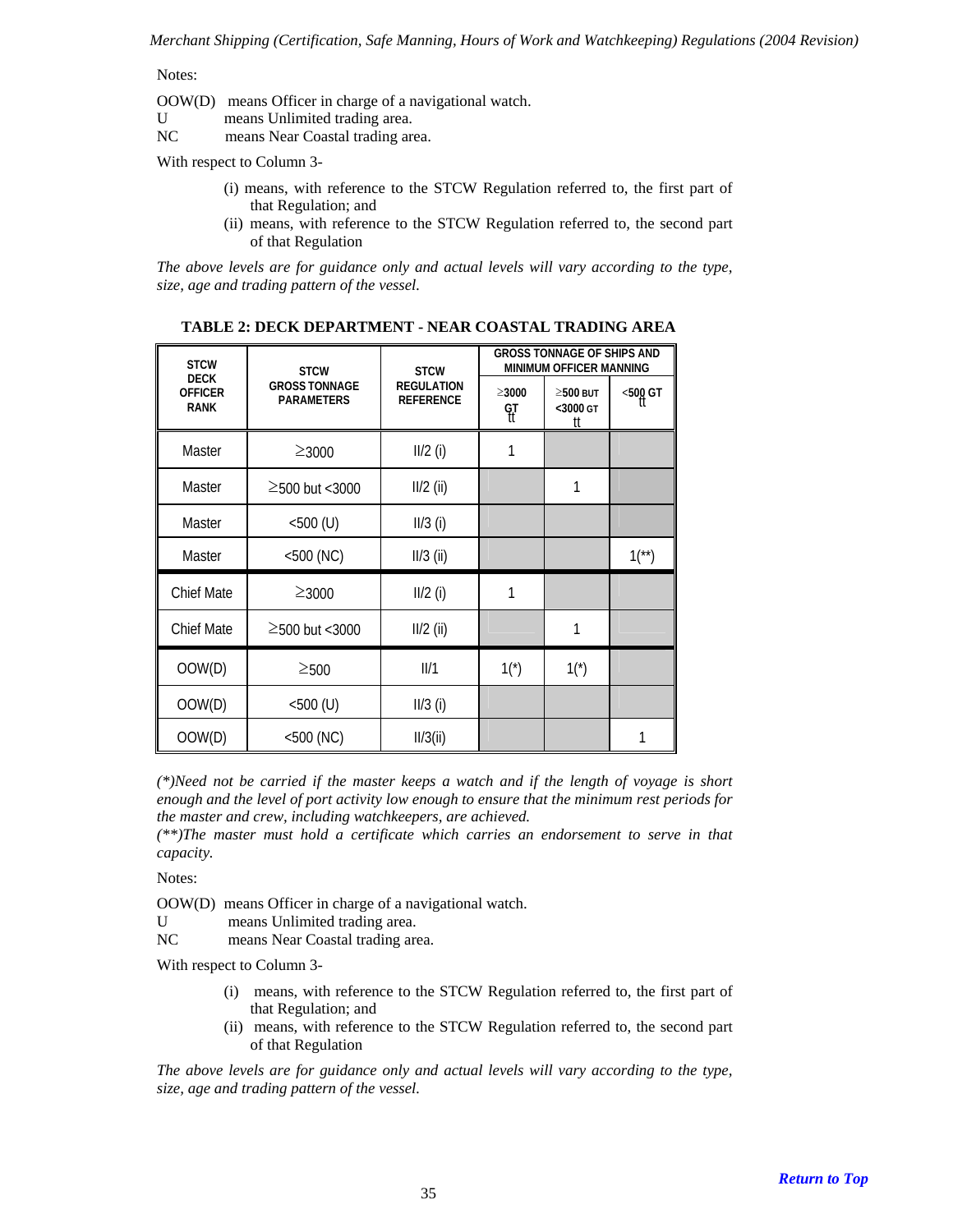Notes:

OOW(D) means Officer in charge of a navigational watch.
U means Unlimited trading area.
NC means Near Coastal trading area.

With respect to Column 3-

(i) means, with reference to the STCW Regulation referred to, the first part of that Regulation; and
(ii) means, with reference to the STCW Regulation referred to, the second part of that Regulation

*The above levels are for guidance only and actual levels will vary according to the type, size, age and trading pattern of the vessel.*

**TABLE 2: DECK DEPARTMENT - NEAR COASTAL TRADING AREA**

| STCW DECK OFFICER RANK | STCW GROSS TONNAGE PARAMETERS | STCW REGULATION REFERENCE | GROSS TONNAGE OF SHIPS AND MINIMUM OFFICER MANNING | | |
|---|---|---|---|---|---|
| | | | ≥3000 GT | ≥500 BUT <3000 GT | <500 GT |
| Master | ≥3000 | II/2 (i) | 1 | | |
| Master | ≥500 but <3000 | II/2 (ii) | | 1 | |
| Master | <500 (U) | II/3 (i) | | | |
| Master | <500 (NC) | II/3 (ii) | | | 1(**) |
| Chief Mate | ≥3000 | II/2 (i) | 1 | | |
| Chief Mate | ≥500 but <3000 | II/2 (ii) | | 1 | |
| OOW(D) | ≥500 | II/1 | 1(*) | 1(*) | |
| OOW(D) | <500 (U) | II/3 (i) | | | |
| OOW(D) | <500 (NC) | II/3(ii) | | | 1 |

*(\*)Need not be carried if the master keeps a watch and if the length of voyage is short enough and the level of port activity low enough to ensure that the minimum rest periods for the master and crew, including watchkeepers, are achieved.*
*(\*\*)The master must hold a certificate which carries an endorsement to serve in that capacity.*

Notes:

OOW(D) means Officer in charge of a navigational watch.
U means Unlimited trading area.
NC means Near Coastal trading area.

With respect to Column 3-

(i) means, with reference to the STCW Regulation referred to, the first part of that Regulation; and
(ii) means, with reference to the STCW Regulation referred to, the second part of that Regulation

*The above levels are for guidance only and actual levels will vary according to the type, size, age and trading pattern of the vessel.*

**Return to Top**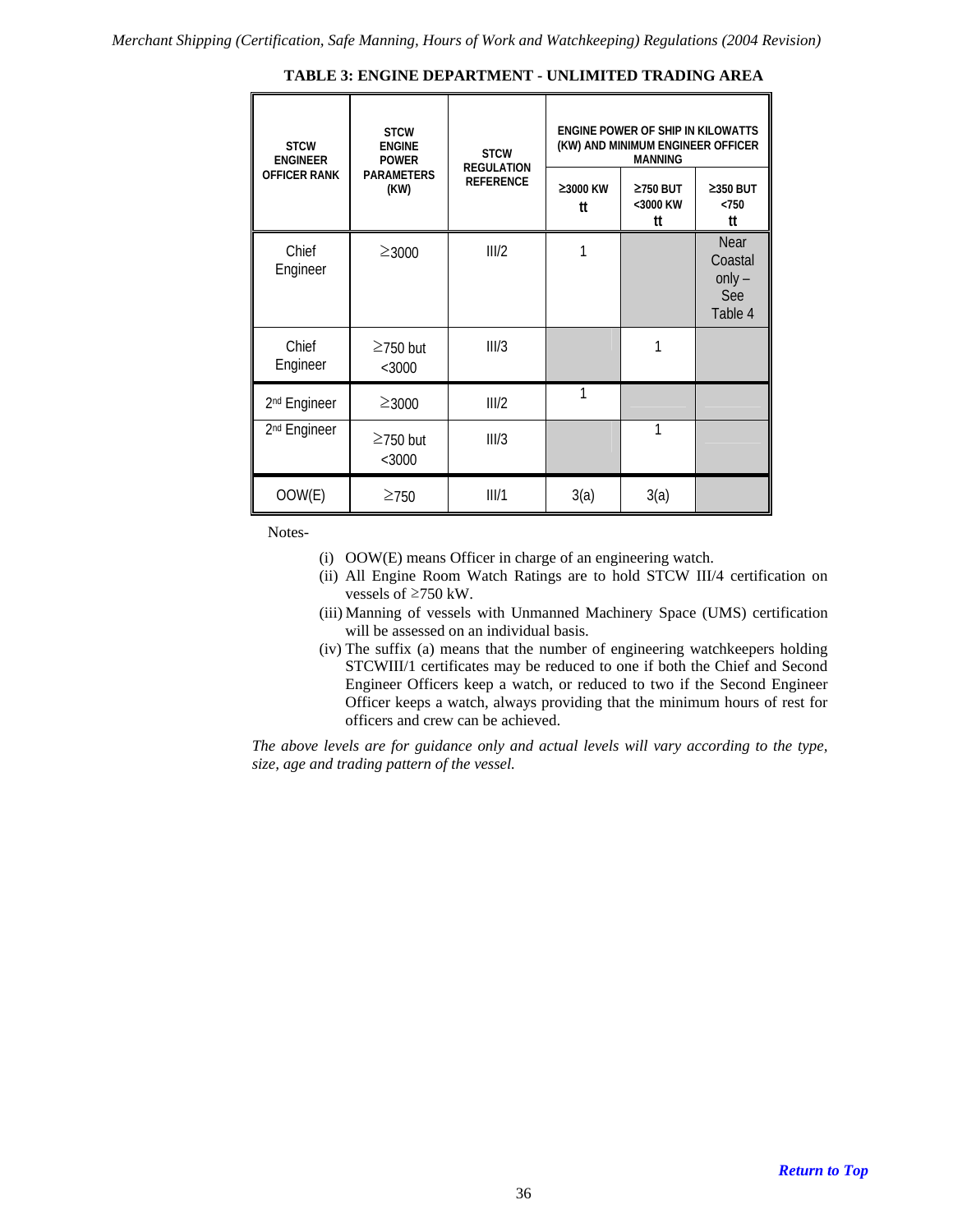**TABLE 3: ENGINE DEPARTMENT - UNLIMITED TRADING AREA**

| STCW ENGINEER OFFICER RANK | STCW ENGINE POWER PARAMETERS (KW) | STCW REGULATION REFERENCE | ENGINE POWER OF SHIP IN KILOWATTS (KW) AND MINIMUM ENGINEER OFFICER MANNING | | |
|---|---|---|---|---|---|
| | | | ≥3000 KW tt | ≥750 BUT <3000 KW tt | ≥350 BUT <750 tt |
| Chief Engineer | ≥3000 | III/2 | 1 | | Near Coastal only – See Table 4 |
| Chief Engineer | ≥750 but <3000 | III/3 | | 1 | |
| 2nd Engineer | ≥3000 | III/2 | 1 | | |
| 2nd Engineer | ≥750 but <3000 | III/3 | | 1 | |
| OOW(E) | ≥750 | III/1 | 3(a) | 3(a) | |

Notes-

(i) OOW(E) means Officer in charge of an engineering watch.

(ii) All Engine Room Watch Ratings are to hold STCW III/4 certification on vessels of ≥750 kW.

(iii) Manning of vessels with Unmanned Machinery Space (UMS) certification will be assessed on an individual basis.

(iv) The suffix (a) means that the number of engineering watchkeepers holding STCWIII/1 certificates may be reduced to one if both the Chief and Second Engineer Officers keep a watch, or reduced to two if the Second Engineer Officer keeps a watch, always providing that the minimum hours of rest for officers and crew can be achieved.

*The above levels are for guidance only and actual levels will vary according to the type, size, age and trading pattern of the vessel.*

***Return to Top***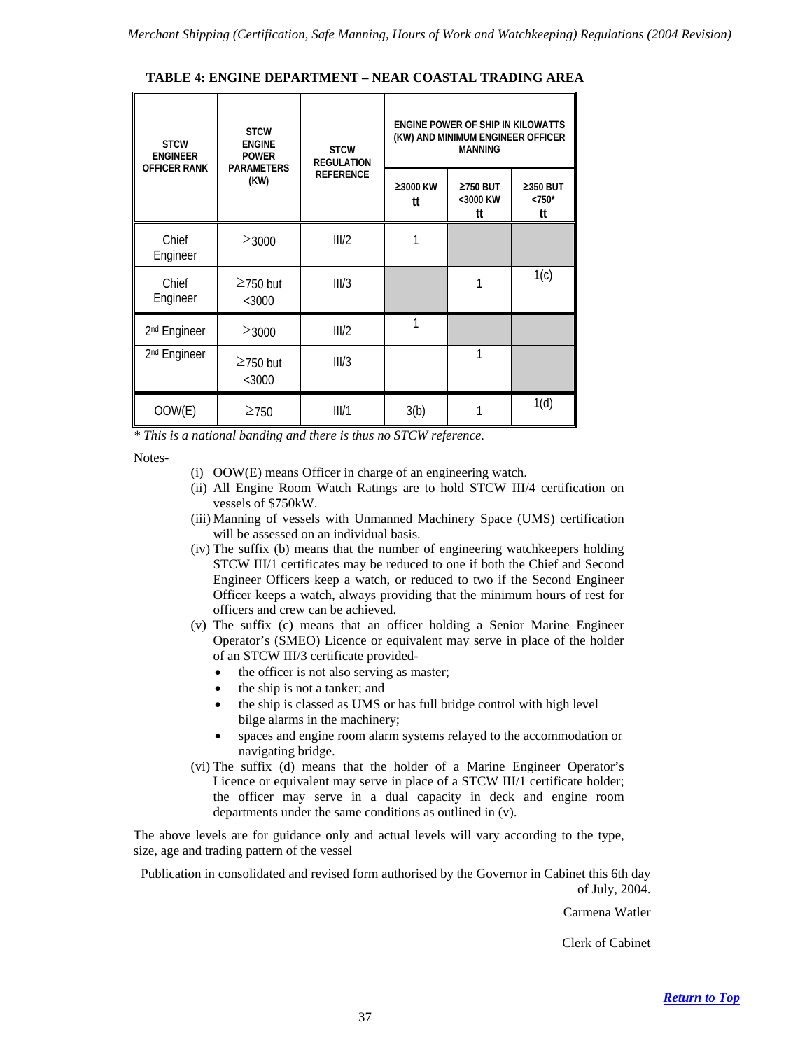**TABLE 4: ENGINE DEPARTMENT – NEAR COASTAL TRADING AREA**

| STCW ENGINEER OFFICER RANK | STCW ENGINE POWER PARAMETERS (KW) | STCW REGULATION REFERENCE | ENGINE POWER OF SHIP IN KILOWATTS (KW) AND MINIMUM ENGINEER OFFICER MANNING | | |
|---|---|---|---|---|---|
| | | | ≥3000 KW tt | ≥750 BUT <3000 KW tt | ≥350 BUT <750* tt |
| Chief Engineer | ≥3000 | III/2 | 1 | | |
| Chief Engineer | ≥750 but <3000 | III/3 | | 1 | 1(c) |
| 2nd Engineer | ≥3000 | III/2 | 1 | | |
| 2nd Engineer | ≥750 but <3000 | III/3 | | 1 | |
| OOW(E) | ≥750 | III/1 | 3(b) | 1 | 1(d) |

*\* This is a national banding and there is thus no STCW reference.*

Notes-

- (i) OOW(E) means Officer in charge of an engineering watch.
- (ii) All Engine Room Watch Ratings are to hold STCW III/4 certification on vessels of $750kW.
- (iii) Manning of vessels with Unmanned Machinery Space (UMS) certification will be assessed on an individual basis.
- (iv) The suffix (b) means that the number of engineering watchkeepers holding STCW III/1 certificates may be reduced to one if both the Chief and Second Engineer Officers keep a watch, or reduced to two if the Second Engineer Officer keeps a watch, always providing that the minimum hours of rest for officers and crew can be achieved.
- (v) The suffix (c) means that an officer holding a Senior Marine Engineer Operator's (SMEO) Licence or equivalent may serve in place of the holder of an STCW III/3 certificate provided-
  - the officer is not also serving as master;
  - the ship is not a tanker; and
  - the ship is classed as UMS or has full bridge control with high level bilge alarms in the machinery;
  - spaces and engine room alarm systems relayed to the accommodation or navigating bridge.
- (vi) The suffix (d) means that the holder of a Marine Engineer Operator's Licence or equivalent may serve in place of a STCW III/1 certificate holder; the officer may serve in a dual capacity in deck and engine room departments under the same conditions as outlined in (v).

The above levels are for guidance only and actual levels will vary according to the type, size, age and trading pattern of the vessel

Publication in consolidated and revised form authorised by the Governor in Cabinet this 6th day of July, 2004.

Carmena Watler

Clerk of Cabinet

*Return to Top*